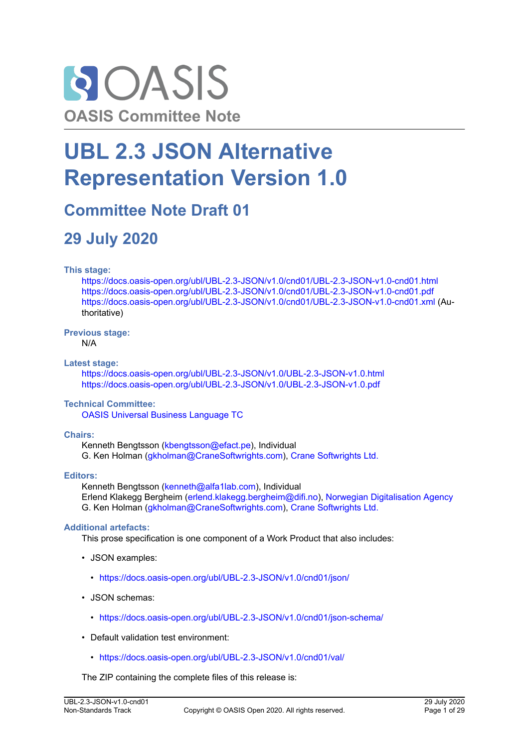OASIS Committee Note

# UBL 2.3 JSON Alternative Representation Version 1.0

## Committee Note Draft 01

## 29 July 2020

**This stage:**

https://docs.oasis-open.org/ubl/UBL-2.3-JSON/v1.0/cnd01/UBL-2.3-JSON-v1.0-cnd01.html
https://docs.oasis-open.org/ubl/UBL-2.3-JSON/v1.0/cnd01/UBL-2.3-JSON-v1.0-cnd01.pdf
https://docs.oasis-open.org/ubl/UBL-2.3-JSON/v1.0/cnd01/UBL-2.3-JSON-v1.0-cnd01.xml (Authoritative)

**Previous stage:**

N/A

**Latest stage:**

https://docs.oasis-open.org/ubl/UBL-2.3-JSON/v1.0/UBL-2.3-JSON-v1.0.html
https://docs.oasis-open.org/ubl/UBL-2.3-JSON/v1.0/UBL-2.3-JSON-v1.0.pdf

**Technical Committee:**

OASIS Universal Business Language TC

**Chairs:**

Kenneth Bengtsson (kbengtsson@efact.pe), Individual
G. Ken Holman (gkholman@CraneSoftwrights.com), Crane Softwrights Ltd.

**Editors:**

Kenneth Bengtsson (kenneth@alfa1lab.com), Individual
Erlend Klakegg Bergheim (erlend.klakegg.bergheim@difi.no), Norwegian Digitalisation Agency
G. Ken Holman (gkholman@CraneSoftwrights.com), Crane Softwrights Ltd.

**Additional artefacts:**

This prose specification is one component of a Work Product that also includes:

- JSON examples:
  - https://docs.oasis-open.org/ubl/UBL-2.3-JSON/v1.0/cnd01/json/
- JSON schemas:
  - https://docs.oasis-open.org/ubl/UBL-2.3-JSON/v1.0/cnd01/json-schema/
- Default validation test environment:
  - https://docs.oasis-open.org/ubl/UBL-2.3-JSON/v1.0/cnd01/val/

The ZIP containing the complete files of this release is: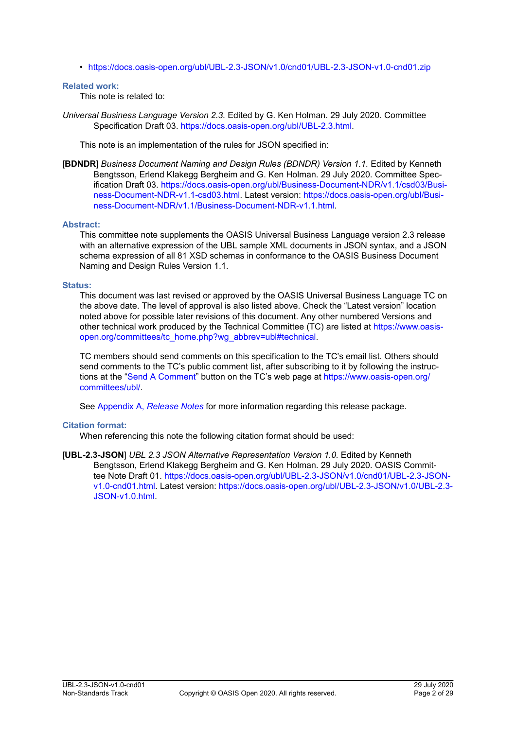- https://docs.oasis-open.org/ubl/UBL-2.3-JSON/v1.0/cnd01/UBL-2.3-JSON-v1.0-cnd01.zip

**Related work:**

This note is related to:

*Universal Business Language Version 2.3.* Edited by G. Ken Holman. 29 July 2020. Committee Specification Draft 03. https://docs.oasis-open.org/ubl/UBL-2.3.html.

This note is an implementation of the rules for JSON specified in:

[**BDNDR**] *Business Document Naming and Design Rules (BDNDR) Version 1.1.* Edited by Kenneth Bengtsson, Erlend Klakegg Bergheim and G. Ken Holman. 29 July 2020. Committee Specification Draft 03. https://docs.oasis-open.org/ubl/Business-Document-NDR/v1.1/csd03/Business-Document-NDR-v1.1-csd03.html. Latest version: https://docs.oasis-open.org/ubl/Business-Document-NDR/v1.1/Business-Document-NDR-v1.1.html.

**Abstract:**

This committee note supplements the OASIS Universal Business Language version 2.3 release with an alternative expression of the UBL sample XML documents in JSON syntax, and a JSON schema expression of all 81 XSD schemas in conformance to the OASIS Business Document Naming and Design Rules Version 1.1.

**Status:**

This document was last revised or approved by the OASIS Universal Business Language TC on the above date. The level of approval is also listed above. Check the "Latest version" location noted above for possible later revisions of this document. Any other numbered Versions and other technical work produced by the Technical Committee (TC) are listed at https://www.oasis-open.org/committees/tc_home.php?wg_abbrev=ubl#technical.

TC members should send comments on this specification to the TC's email list. Others should send comments to the TC's public comment list, after subscribing to it by following the instructions at the "Send A Comment" button on the TC's web page at https://www.oasis-open.org/committees/ubl/.

See Appendix A, *Release Notes* for more information regarding this release package.

**Citation format:**

When referencing this note the following citation format should be used:

[**UBL-2.3-JSON**] *UBL 2.3 JSON Alternative Representation Version 1.0.* Edited by Kenneth Bengtsson, Erlend Klakegg Bergheim and G. Ken Holman. 29 July 2020. OASIS Committee Note Draft 01. https://docs.oasis-open.org/ubl/UBL-2.3-JSON/v1.0/cnd01/UBL-2.3-JSON-v1.0-cnd01.html. Latest version: https://docs.oasis-open.org/ubl/UBL-2.3-JSON/v1.0/UBL-2.3-JSON-v1.0.html.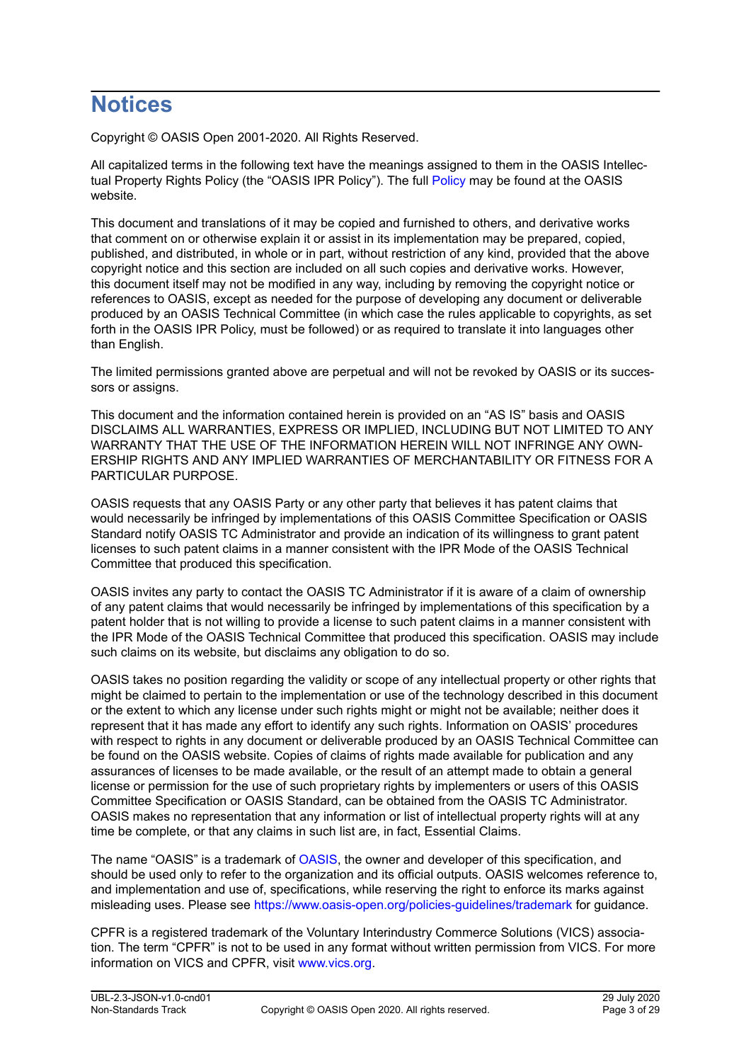# Notices

Copyright © OASIS Open 2001-2020. All Rights Reserved.

All capitalized terms in the following text have the meanings assigned to them in the OASIS Intellectual Property Rights Policy (the "OASIS IPR Policy"). The full Policy may be found at the OASIS website.

This document and translations of it may be copied and furnished to others, and derivative works that comment on or otherwise explain it or assist in its implementation may be prepared, copied, published, and distributed, in whole or in part, without restriction of any kind, provided that the above copyright notice and this section are included on all such copies and derivative works. However, this document itself may not be modified in any way, including by removing the copyright notice or references to OASIS, except as needed for the purpose of developing any document or deliverable produced by an OASIS Technical Committee (in which case the rules applicable to copyrights, as set forth in the OASIS IPR Policy, must be followed) or as required to translate it into languages other than English.

The limited permissions granted above are perpetual and will not be revoked by OASIS or its successors or assigns.

This document and the information contained herein is provided on an "AS IS" basis and OASIS DISCLAIMS ALL WARRANTIES, EXPRESS OR IMPLIED, INCLUDING BUT NOT LIMITED TO ANY WARRANTY THAT THE USE OF THE INFORMATION HEREIN WILL NOT INFRINGE ANY OWNERSHIP RIGHTS AND ANY IMPLIED WARRANTIES OF MERCHANTABILITY OR FITNESS FOR A PARTICULAR PURPOSE.

OASIS requests that any OASIS Party or any other party that believes it has patent claims that would necessarily be infringed by implementations of this OASIS Committee Specification or OASIS Standard notify OASIS TC Administrator and provide an indication of its willingness to grant patent licenses to such patent claims in a manner consistent with the IPR Mode of the OASIS Technical Committee that produced this specification.

OASIS invites any party to contact the OASIS TC Administrator if it is aware of a claim of ownership of any patent claims that would necessarily be infringed by implementations of this specification by a patent holder that is not willing to provide a license to such patent claims in a manner consistent with the IPR Mode of the OASIS Technical Committee that produced this specification. OASIS may include such claims on its website, but disclaims any obligation to do so.

OASIS takes no position regarding the validity or scope of any intellectual property or other rights that might be claimed to pertain to the implementation or use of the technology described in this document or the extent to which any license under such rights might or might not be available; neither does it represent that it has made any effort to identify any such rights. Information on OASIS' procedures with respect to rights in any document or deliverable produced by an OASIS Technical Committee can be found on the OASIS website. Copies of claims of rights made available for publication and any assurances of licenses to be made available, or the result of an attempt made to obtain a general license or permission for the use of such proprietary rights by implementers or users of this OASIS Committee Specification or OASIS Standard, can be obtained from the OASIS TC Administrator. OASIS makes no representation that any information or list of intellectual property rights will at any time be complete, or that any claims in such list are, in fact, Essential Claims.

The name "OASIS" is a trademark of OASIS, the owner and developer of this specification, and should be used only to refer to the organization and its official outputs. OASIS welcomes reference to, and implementation and use of, specifications, while reserving the right to enforce its marks against misleading uses. Please see https://www.oasis-open.org/policies-guidelines/trademark for guidance.

CPFR is a registered trademark of the Voluntary Interindustry Commerce Solutions (VICS) association. The term "CPFR" is not to be used in any format without written permission from VICS. For more information on VICS and CPFR, visit www.vics.org.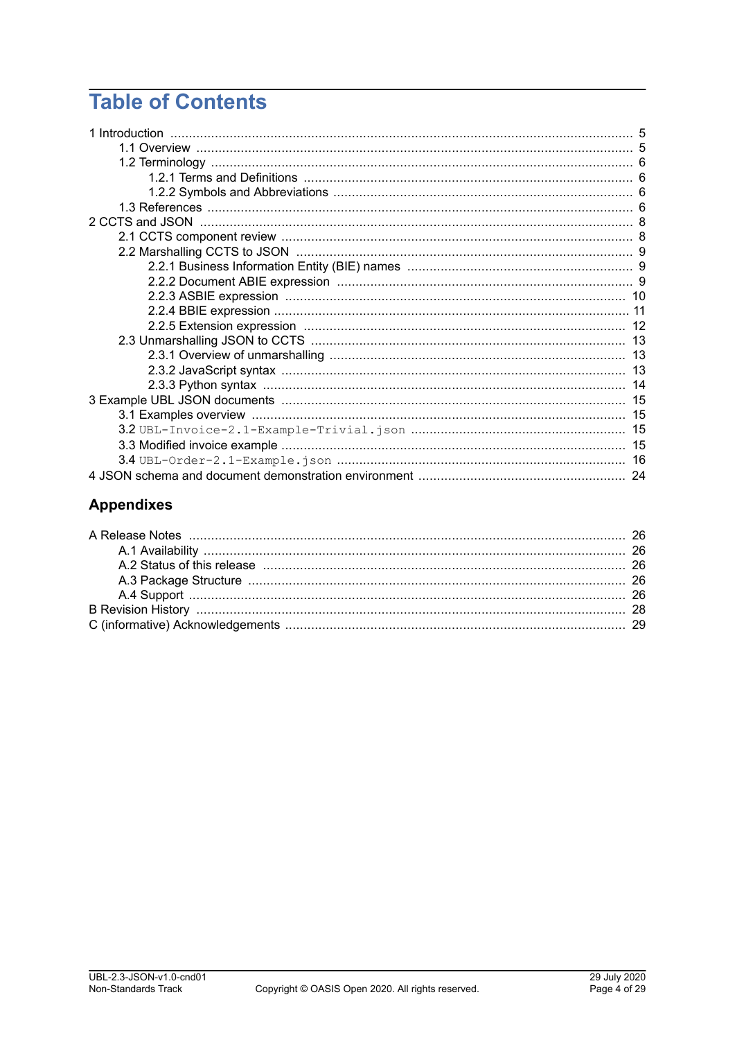# Table of Contents

- 1 Introduction ..... 5
  - 1.1 Overview ..... 5
  - 1.2 Terminology ..... 6
    - 1.2.1 Terms and Definitions ..... 6
    - 1.2.2 Symbols and Abbreviations ..... 6
  - 1.3 References ..... 6
- 2 CCTS and JSON ..... 8
  - 2.1 CCTS component review ..... 8
  - 2.2 Marshalling CCTS to JSON ..... 9
    - 2.2.1 Business Information Entity (BIE) names ..... 9
    - 2.2.2 Document ABIE expression ..... 9
    - 2.2.3 ASBIE expression ..... 10
    - 2.2.4 BBIE expression ..... 11
    - 2.2.5 Extension expression ..... 12
  - 2.3 Unmarshalling JSON to CCTS ..... 13
    - 2.3.1 Overview of unmarshalling ..... 13
    - 2.3.2 JavaScript syntax ..... 13
    - 2.3.3 Python syntax ..... 14
- 3 Example UBL JSON documents ..... 15
  - 3.1 Examples overview ..... 15
  - 3.2 `UBL-Invoice-2.1-Example-Trivial.json` ..... 15
  - 3.3 Modified invoice example ..... 15
  - 3.4 `UBL-Order-2.1-Example.json` ..... 16
- 4 JSON schema and document demonstration environment ..... 24

## Appendixes

- A Release Notes ..... 26
  - A.1 Availability ..... 26
  - A.2 Status of this release ..... 26
  - A.3 Package Structure ..... 26
  - A.4 Support ..... 26
- B Revision History ..... 28
- C (informative) Acknowledgements ..... 29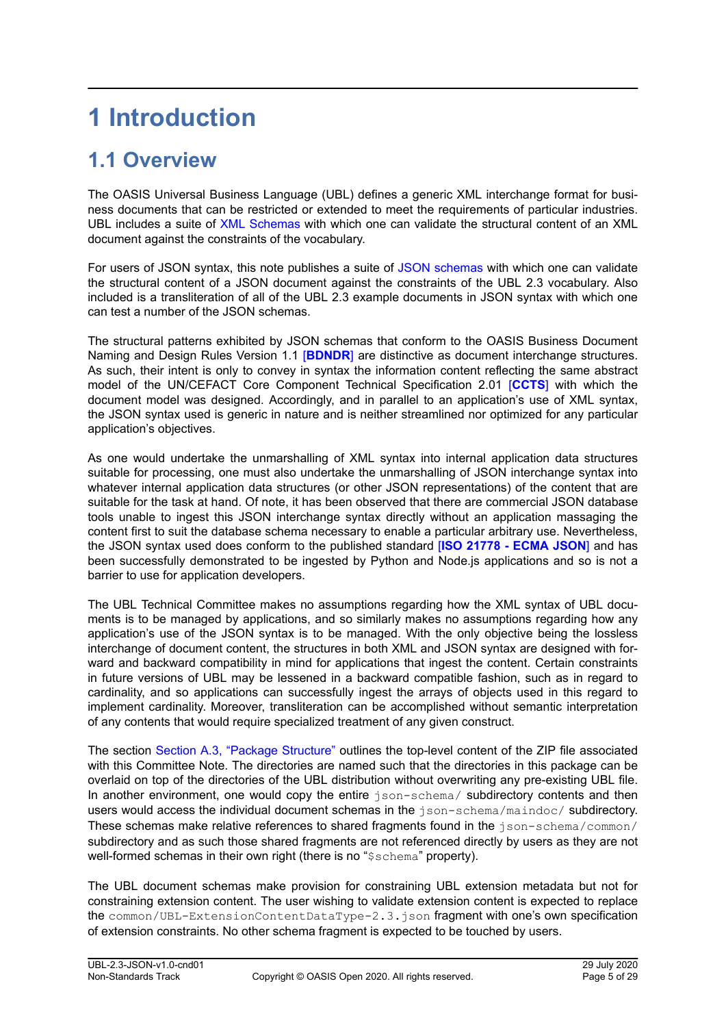# 1 Introduction

## 1.1 Overview

The OASIS Universal Business Language (UBL) defines a generic XML interchange format for business documents that can be restricted or extended to meet the requirements of particular industries. UBL includes a suite of XML Schemas with which one can validate the structural content of an XML document against the constraints of the vocabulary.

For users of JSON syntax, this note publishes a suite of JSON schemas with which one can validate the structural content of a JSON document against the constraints of the UBL 2.3 vocabulary. Also included is a transliteration of all of the UBL 2.3 example documents in JSON syntax with which one can test a number of the JSON schemas.

The structural patterns exhibited by JSON schemas that conform to the OASIS Business Document Naming and Design Rules Version 1.1 [**BDNDR**] are distinctive as document interchange structures. As such, their intent is only to convey in syntax the information content reflecting the same abstract model of the UN/CEFACT Core Component Technical Specification 2.01 [**CCTS**] with which the document model was designed. Accordingly, and in parallel to an application's use of XML syntax, the JSON syntax used is generic in nature and is neither streamlined nor optimized for any particular application's objectives.

As one would undertake the unmarshalling of XML syntax into internal application data structures suitable for processing, one must also undertake the unmarshalling of JSON interchange syntax into whatever internal application data structures (or other JSON representations) of the content that are suitable for the task at hand. Of note, it has been observed that there are commercial JSON database tools unable to ingest this JSON interchange syntax directly without an application massaging the content first to suit the database schema necessary to enable a particular arbitrary use. Nevertheless, the JSON syntax used does conform to the published standard [**ISO 21778 - ECMA JSON**] and has been successfully demonstrated to be ingested by Python and Node.js applications and so is not a barrier to use for application developers.

The UBL Technical Committee makes no assumptions regarding how the XML syntax of UBL documents is to be managed by applications, and so similarly makes no assumptions regarding how any application's use of the JSON syntax is to be managed. With the only objective being the lossless interchange of document content, the structures in both XML and JSON syntax are designed with forward and backward compatibility in mind for applications that ingest the content. Certain constraints in future versions of UBL may be lessened in a backward compatible fashion, such as in regard to cardinality, and so applications can successfully ingest the arrays of objects used in this regard to implement cardinality. Moreover, transliteration can be accomplished without semantic interpretation of any contents that would require specialized treatment of any given construct.

The section Section A.3, "Package Structure" outlines the top-level content of the ZIP file associated with this Committee Note. The directories are named such that the directories in this package can be overlaid on top of the directories of the UBL distribution without overwriting any pre-existing UBL file. In another environment, one would copy the entire `json-schema/` subdirectory contents and then users would access the individual document schemas in the `json-schema/maindoc/` subdirectory. These schemas make relative references to shared fragments found in the `json-schema/common/` subdirectory and as such those shared fragments are not referenced directly by users as they are not well-formed schemas in their own right (there is no "`$schema`" property).

The UBL document schemas make provision for constraining UBL extension metadata but not for constraining extension content. The user wishing to validate extension content is expected to replace the `common/UBL-ExtensionContentDataType-2.3.json` fragment with one's own specification of extension constraints. No other schema fragment is expected to be touched by users.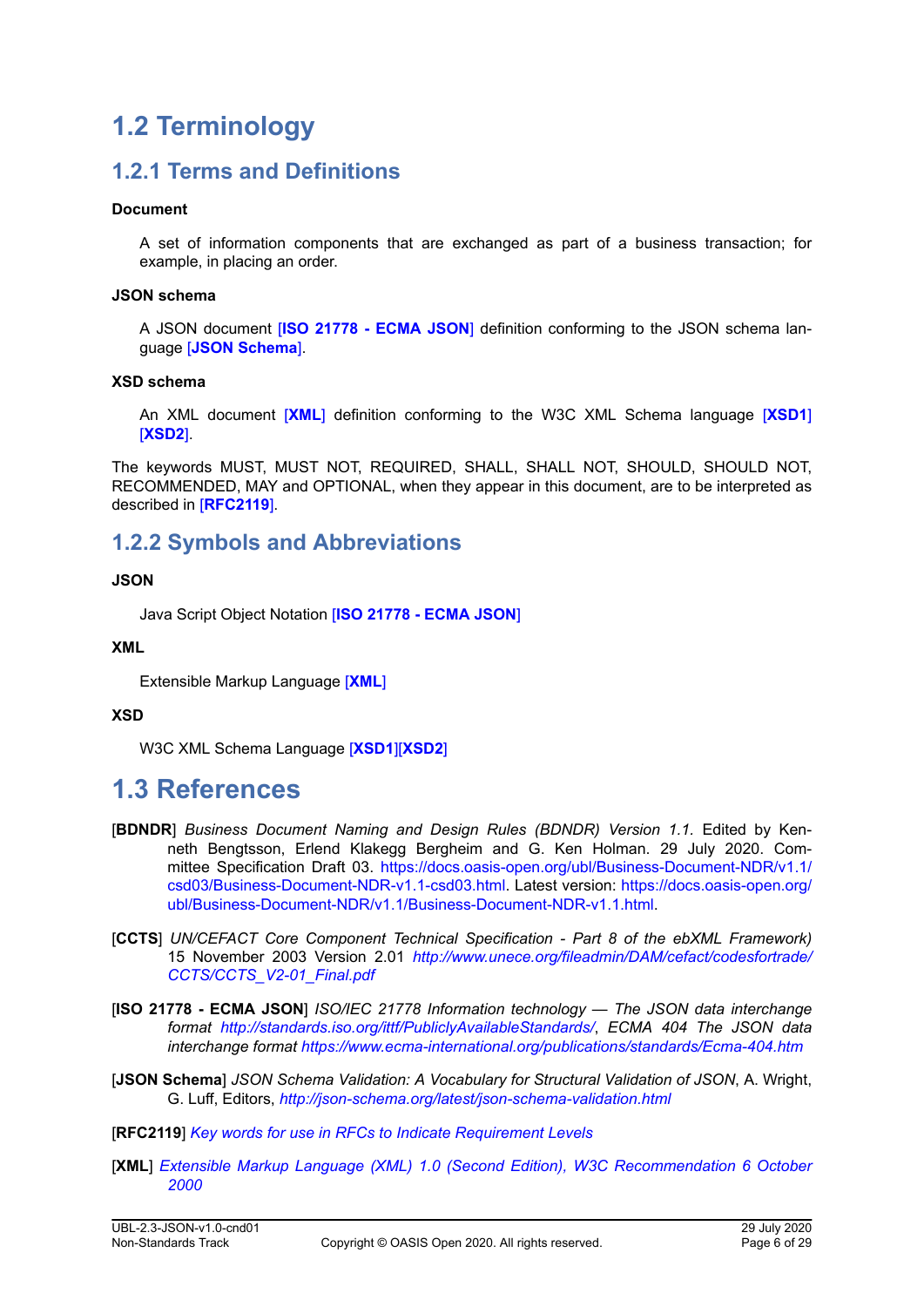# 1.2 Terminology

## 1.2.1 Terms and Definitions

**Document**

A set of information components that are exchanged as part of a business transaction; for example, in placing an order.

**JSON schema**

A JSON document [**ISO 21778 - ECMA JSON**] definition conforming to the JSON schema language [**JSON Schema**].

**XSD schema**

An XML document [**XML**] definition conforming to the W3C XML Schema language [**XSD1**] [**XSD2**].

The keywords MUST, MUST NOT, REQUIRED, SHALL, SHALL NOT, SHOULD, SHOULD NOT, RECOMMENDED, MAY and OPTIONAL, when they appear in this document, are to be interpreted as described in [**RFC2119**].

## 1.2.2 Symbols and Abbreviations

**JSON**

Java Script Object Notation [**ISO 21778 - ECMA JSON**]

**XML**

Extensible Markup Language [**XML**]

**XSD**

W3C XML Schema Language [**XSD1**][**XSD2**]

# 1.3 References

[**BDNDR**] *Business Document Naming and Design Rules (BDNDR) Version 1.1*. Edited by Kenneth Bengtsson, Erlend Klakegg Bergheim and G. Ken Holman. 29 July 2020. Committee Specification Draft 03. https://docs.oasis-open.org/ubl/Business-Document-NDR/v1.1/csd03/Business-Document-NDR-v1.1-csd03.html. Latest version: https://docs.oasis-open.org/ubl/Business-Document-NDR/v1.1/Business-Document-NDR-v1.1.html.

[**CCTS**] *UN/CEFACT Core Component Technical Specification - Part 8 of the ebXML Framework)* 15 November 2003 Version 2.01 *http://www.unece.org/fileadmin/DAM/cefact/codesfortrade/CCTS/CCTS_V2-01_Final.pdf*

[**ISO 21778 - ECMA JSON**] *ISO/IEC 21778 Information technology — The JSON data interchange format http://standards.iso.org/ittf/PubliclyAvailableStandards/, ECMA 404 The JSON data interchange format https://www.ecma-international.org/publications/standards/Ecma-404.htm*

[**JSON Schema**] *JSON Schema Validation: A Vocabulary for Structural Validation of JSON*, A. Wright, G. Luff, Editors, *http://json-schema.org/latest/json-schema-validation.html*

[**RFC2119**] *Key words for use in RFCs to Indicate Requirement Levels*

[**XML**] *Extensible Markup Language (XML) 1.0 (Second Edition), W3C Recommendation 6 October 2000*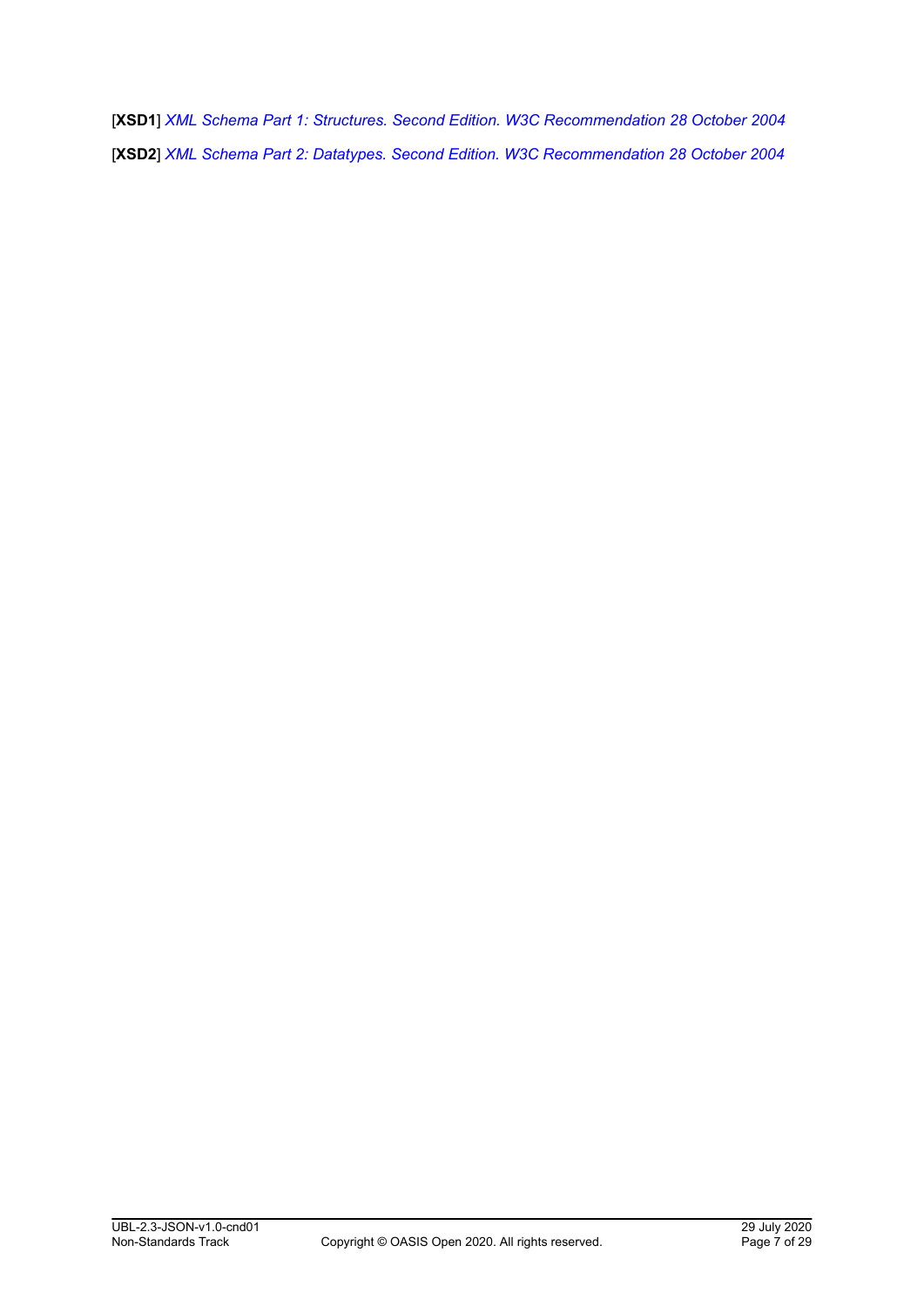[**XSD1**] *XML Schema Part 1: Structures. Second Edition. W3C Recommendation 28 October 2004*

[**XSD2**] *XML Schema Part 2: Datatypes. Second Edition. W3C Recommendation 28 October 2004*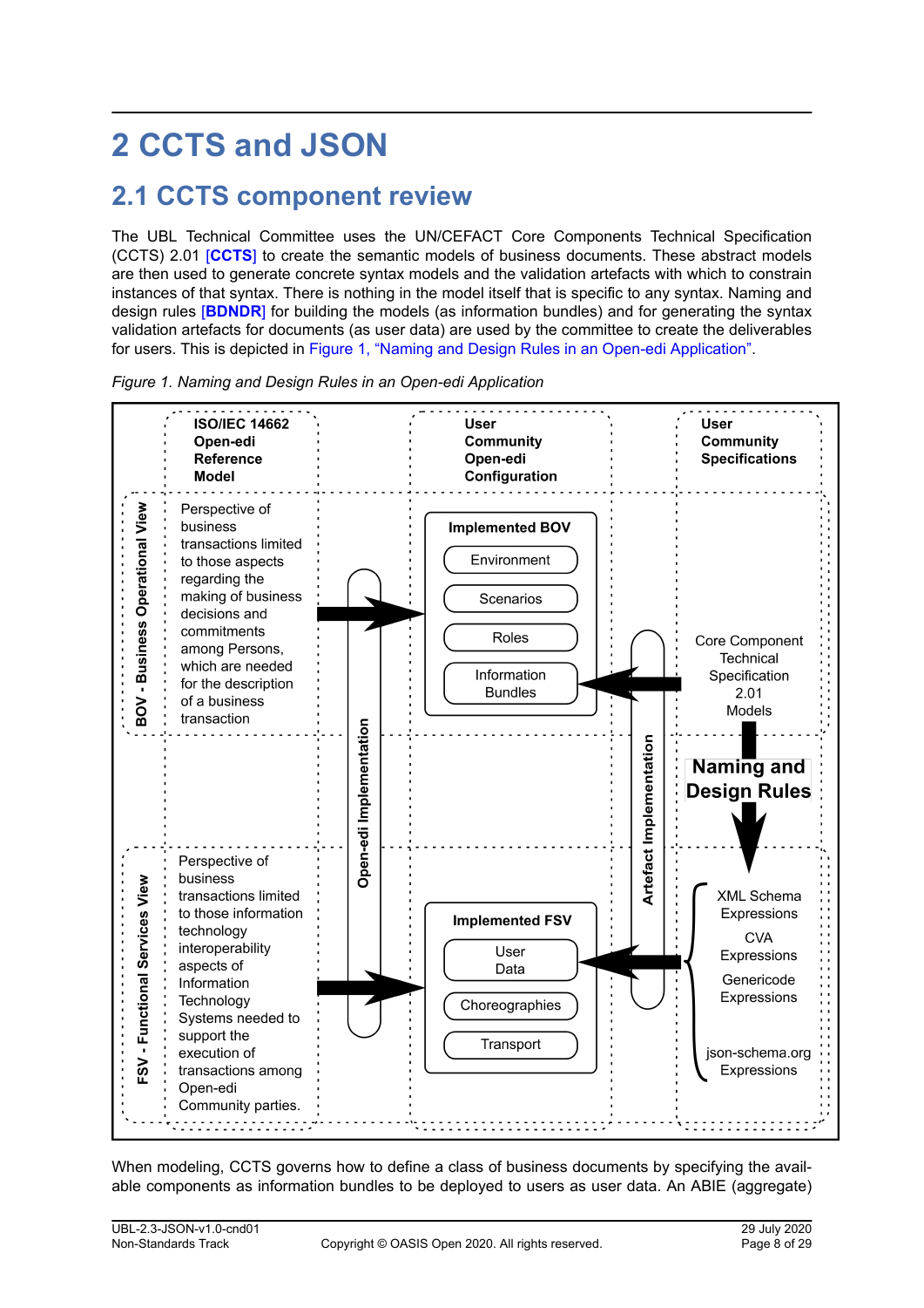# 2 CCTS and JSON

## 2.1 CCTS component review

The UBL Technical Committee uses the UN/CEFACT Core Components Technical Specification (CCTS) 2.01 [CCTS] to create the semantic models of business documents. These abstract models are then used to generate concrete syntax models and the validation artefacts with which to constrain instances of that syntax. There is nothing in the model itself that is specific to any syntax. Naming and design rules [BDNDR] for building the models (as information bundles) and for generating the syntax validation artefacts for documents (as user data) are used by the committee to create the deliverables for users. This is depicted in Figure 1, "Naming and Design Rules in an Open-edi Application".

*Figure 1. Naming and Design Rules in an Open-edi Application*

When modeling, CCTS governs how to define a class of business documents by specifying the available components as information bundles to be deployed to users as user data. An ABIE (aggregate)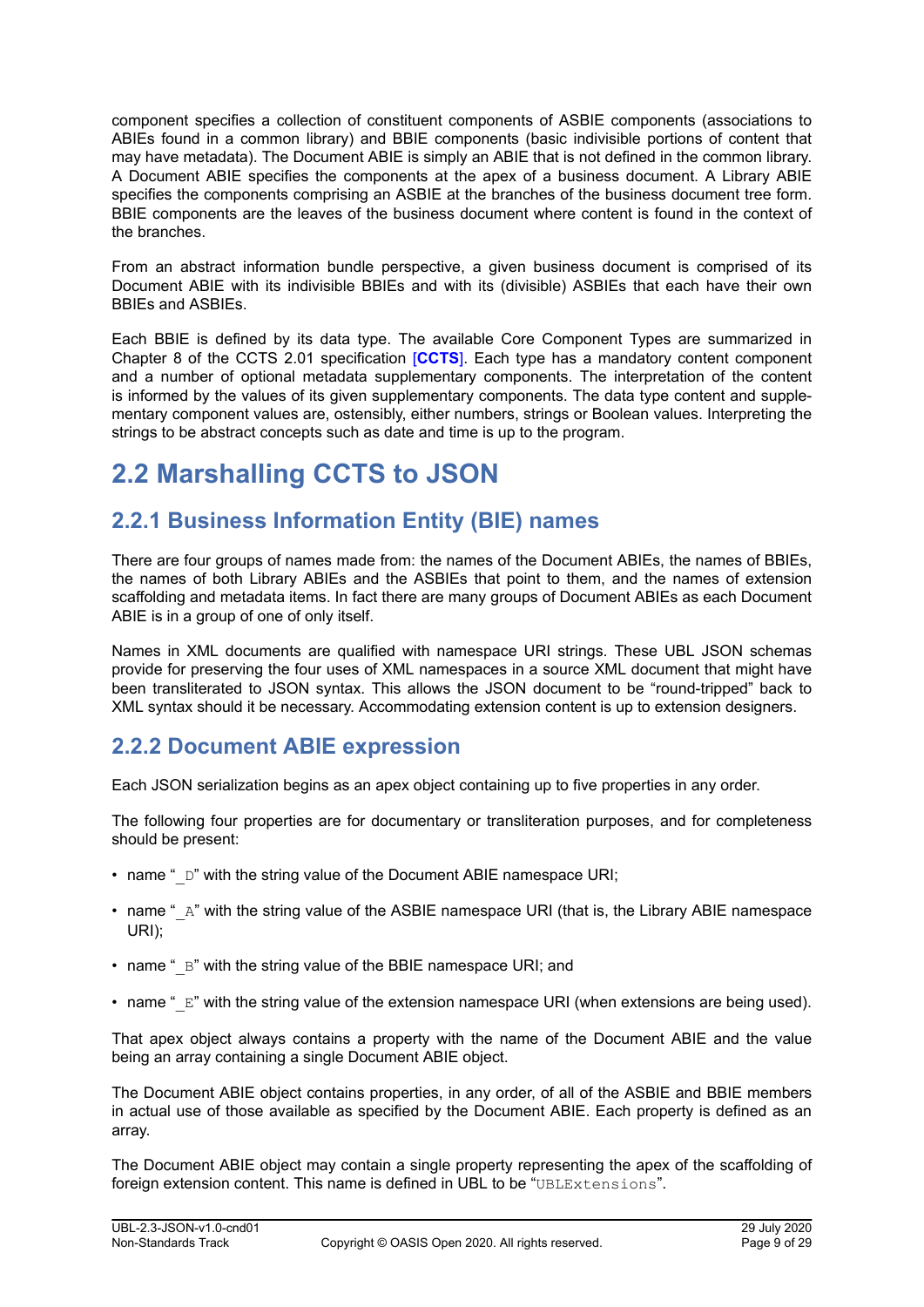component specifies a collection of constituent components of ASBIE components (associations to ABIEs found in a common library) and BBIE components (basic indivisible portions of content that may have metadata). The Document ABIE is simply an ABIE that is not defined in the common library. A Document ABIE specifies the components at the apex of a business document. A Library ABIE specifies the components comprising an ASBIE at the branches of the business document tree form. BBIE components are the leaves of the business document where content is found in the context of the branches.

From an abstract information bundle perspective, a given business document is comprised of its Document ABIE with its indivisible BBIEs and with its (divisible) ASBIEs that each have their own BBIEs and ASBIEs.

Each BBIE is defined by its data type. The available Core Component Types are summarized in Chapter 8 of the CCTS 2.01 specification [**CCTS**]. Each type has a mandatory content component and a number of optional metadata supplementary components. The interpretation of the content is informed by the values of its given supplementary components. The data type content and supplementary component values are, ostensibly, either numbers, strings or Boolean values. Interpreting the strings to be abstract concepts such as date and time is up to the program.

# 2.2 Marshalling CCTS to JSON

## 2.2.1 Business Information Entity (BIE) names

There are four groups of names made from: the names of the Document ABIEs, the names of BBIEs, the names of both Library ABIEs and the ASBIEs that point to them, and the names of extension scaffolding and metadata items. In fact there are many groups of Document ABIEs as each Document ABIE is in a group of one of only itself.

Names in XML documents are qualified with namespace URI strings. These UBL JSON schemas provide for preserving the four uses of XML namespaces in a source XML document that might have been transliterated to JSON syntax. This allows the JSON document to be “round-tripped” back to XML syntax should it be necessary. Accommodating extension content is up to extension designers.

## 2.2.2 Document ABIE expression

Each JSON serialization begins as an apex object containing up to five properties in any order.

The following four properties are for documentary or transliteration purposes, and for completeness should be present:

- name “`_D`” with the string value of the Document ABIE namespace URI;
- name “`_A`” with the string value of the ASBIE namespace URI (that is, the Library ABIE namespace URI);
- name “`_B`” with the string value of the BBIE namespace URI; and
- name “`_E`” with the string value of the extension namespace URI (when extensions are being used).

That apex object always contains a property with the name of the Document ABIE and the value being an array containing a single Document ABIE object.

The Document ABIE object contains properties, in any order, of all of the ASBIE and BBIE members in actual use of those available as specified by the Document ABIE. Each property is defined as an array.

The Document ABIE object may contain a single property representing the apex of the scaffolding of foreign extension content. This name is defined in UBL to be “`UBLExtensions`”.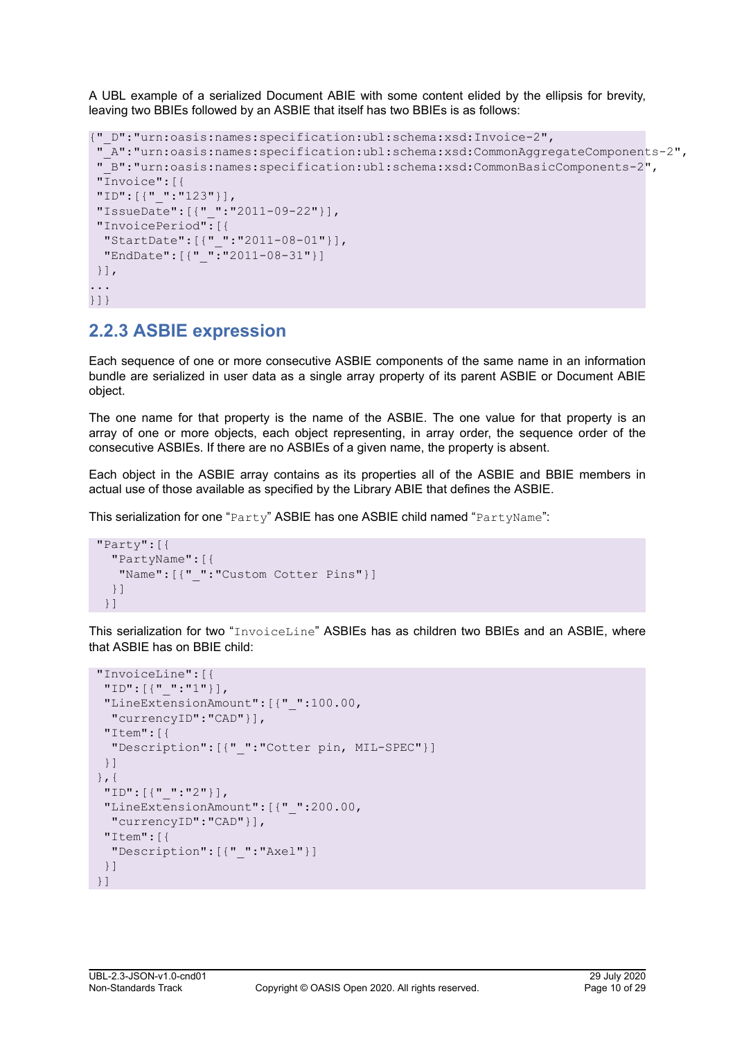A UBL example of a serialized Document ABIE with some content elided by the ellipsis for brevity, leaving two BBIEs followed by an ASBIE that itself has two BBIEs is as follows:

```
{"_D":"urn:oasis:names:specification:ubl:schema:xsd:Invoice-2",
 "_A":"urn:oasis:names:specification:ubl:schema:xsd:CommonAggregateComponents-2",
 "_B":"urn:oasis:names:specification:ubl:schema:xsd:CommonBasicComponents-2",
 "Invoice":[{
 "ID":[{"_":"123"}],
 "IssueDate":[{"_":"2011-09-22"}],
 "InvoicePeriod":[{
  "StartDate":[{"_":"2011-08-01"}],
  "EndDate":[{"_":"2011-08-31"}]
 }],
...
}]}
```

### 2.2.3 ASBIE expression

Each sequence of one or more consecutive ASBIE components of the same name in an information bundle are serialized in user data as a single array property of its parent ASBIE or Document ABIE object.

The one name for that property is the name of the ASBIE. The one value for that property is an array of one or more objects, each object representing, in array order, the sequence order of the consecutive ASBIEs. If there are no ASBIEs of a given name, the property is absent.

Each object in the ASBIE array contains as its properties all of the ASBIE and BBIE members in actual use of those available as specified by the Library ABIE that defines the ASBIE.

This serialization for one "`Party`" ASBIE has one ASBIE child named "`PartyName`":

```
"Party":[{
   "PartyName":[{
    "Name":[{"_":"Custom Cotter Pins"}]
   }]
  }]
```

This serialization for two "`InvoiceLine`" ASBIEs has as children two BBIEs and an ASBIE, where that ASBIE has on BBIE child:

```
"InvoiceLine":[{
  "ID":[{"_":"1"}],
  "LineExtensionAmount":[{"_":100.00,
   "currencyID":"CAD"}],
  "Item":[{
   "Description":[{"_":"Cotter pin, MIL-SPEC"}]
  }]
 },{
  "ID":[{"_":"2"}],
  "LineExtensionAmount":[{"_":200.00,
   "currencyID":"CAD"}],
  "Item":[{
   "Description":[{"_":"Axel"}]
  }]
 }]
```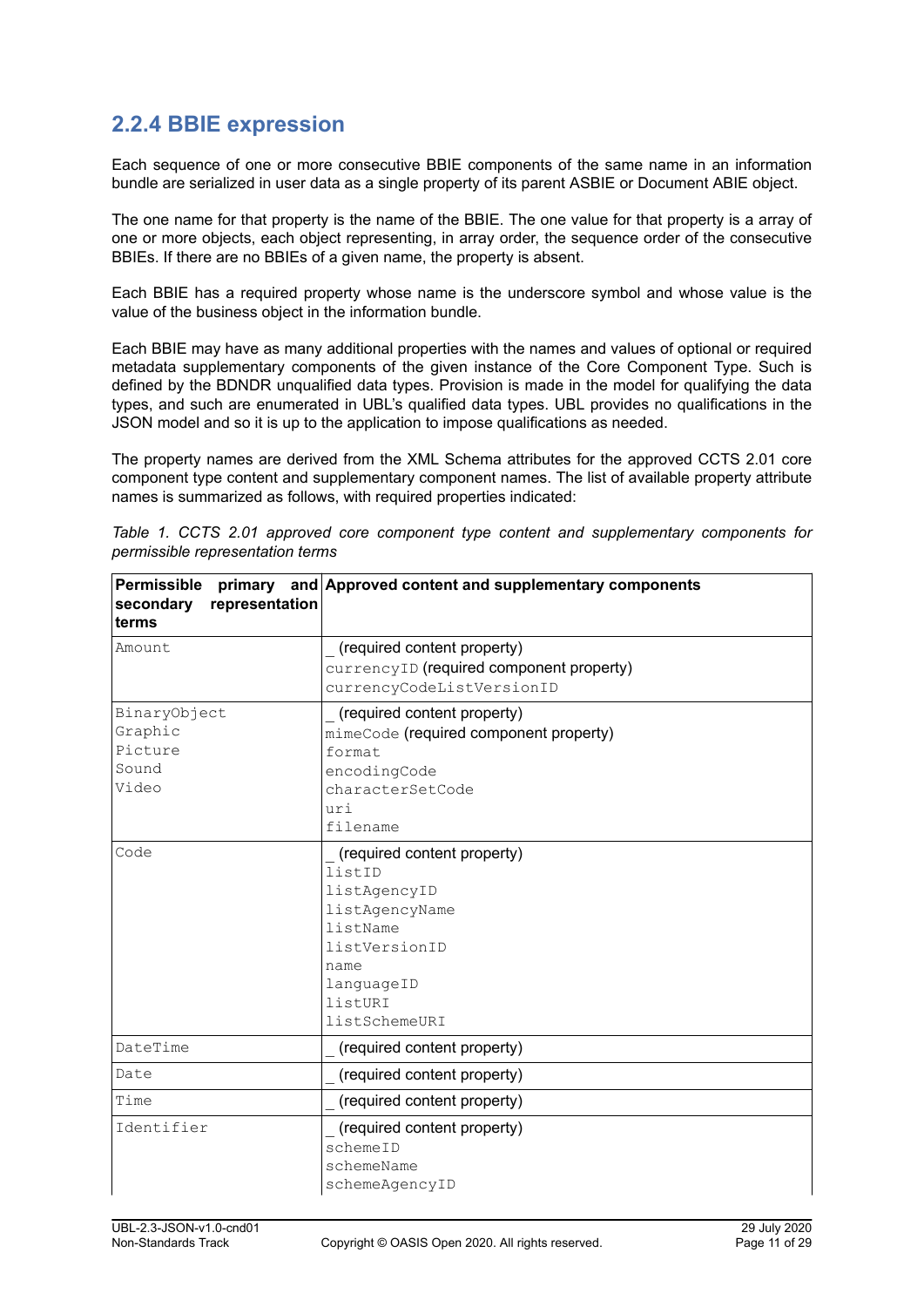## 2.2.4 BBIE expression

Each sequence of one or more consecutive BBIE components of the same name in an information bundle are serialized in user data as a single property of its parent ASBIE or Document ABIE object.

The one name for that property is the name of the BBIE. The one value for that property is a array of one or more objects, each object representing, in array order, the sequence order of the consecutive BBIEs. If there are no BBIEs of a given name, the property is absent.

Each BBIE has a required property whose name is the underscore symbol and whose value is the value of the business object in the information bundle.

Each BBIE may have as many additional properties with the names and values of optional or required metadata supplementary components of the given instance of the Core Component Type. Such is defined by the BDNDR unqualified data types. Provision is made in the model for qualifying the data types, and such are enumerated in UBL's qualified data types. UBL provides no qualifications in the JSON model and so it is up to the application to impose qualifications as needed.

The property names are derived from the XML Schema attributes for the approved CCTS 2.01 core component type content and supplementary component names. The list of available property attribute names is summarized as follows, with required properties indicated:

*Table 1. CCTS 2.01 approved core component type content and supplementary components for permissible representation terms*

| Permissible primary and secondary representation terms | Approved content and supplementary components |
|---|---|
| `Amount` | _ (required content property)<br>`currencyID` (required component property)<br>`currencyCodeListVersionID` |
| `BinaryObject`<br>`Graphic`<br>`Picture`<br>`Sound`<br>`Video` | _ (required content property)<br>`mimeCode` (required component property)<br>`format`<br>`encodingCode`<br>`characterSetCode`<br>`uri`<br>`filename` |
| `Code` | _ (required content property)<br>`listID`<br>`listAgencyID`<br>`listAgencyName`<br>`listName`<br>`listVersionID`<br>`name`<br>`languageID`<br>`listURI`<br>`listSchemeURI` |
| `DateTime` | _ (required content property) |
| `Date` | _ (required content property) |
| `Time` | _ (required content property) |
| `Identifier` | _ (required content property)<br>`schemeID`<br>`schemeName`<br>`schemeAgencyID` |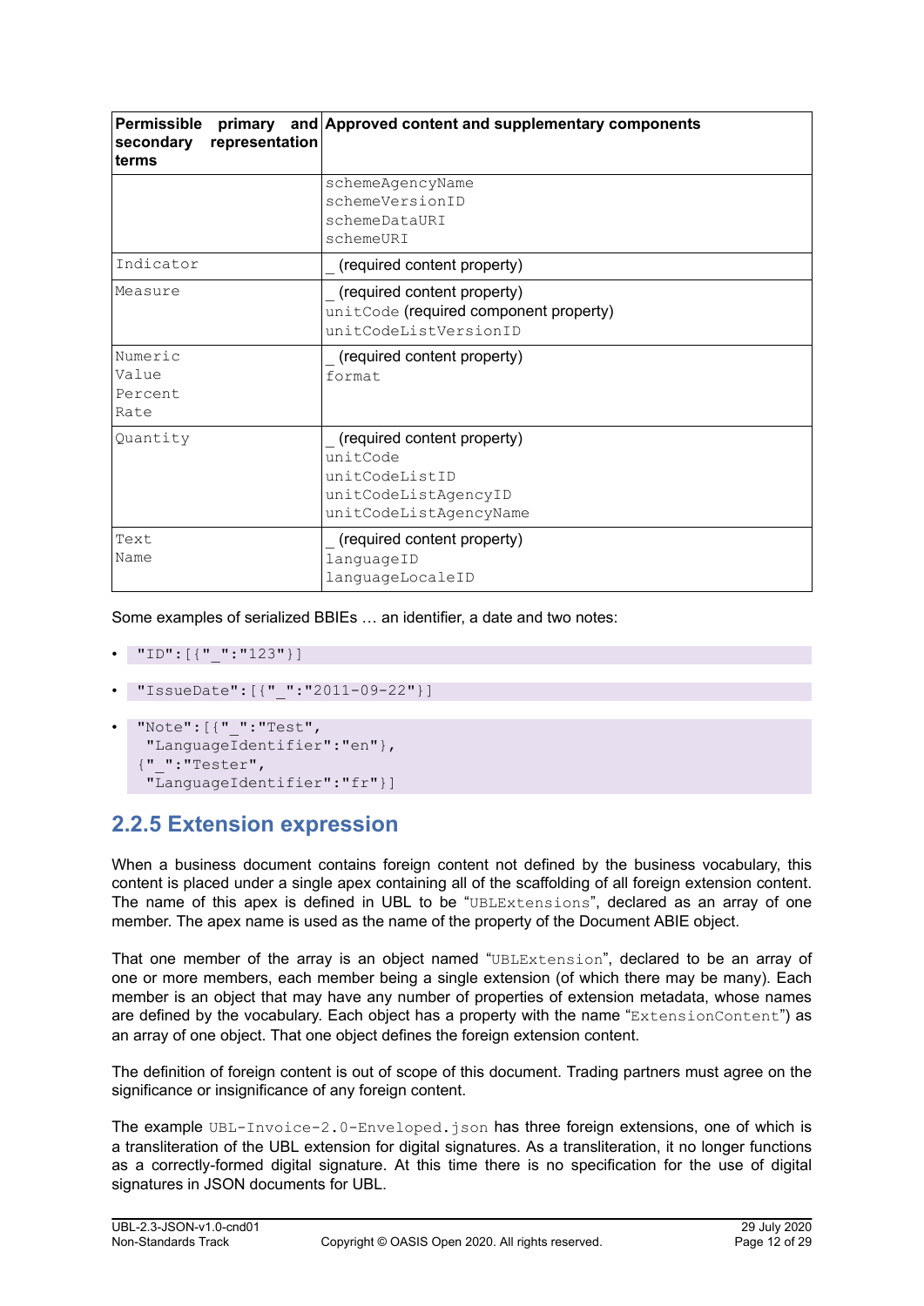| Permissible primary and secondary representation terms | Approved content and supplementary components |
|---|---|
| | schemeAgencyName<br>schemeVersionID<br>schemeDataURI<br>schemeURI |
| Indicator | _ (required content property) |
| Measure | _ (required content property)<br>unitCode (required component property)<br>unitCodeListVersionID |
| Numeric<br>Value<br>Percent<br>Rate | _ (required content property)<br>format |
| Quantity | _ (required content property)<br>unitCode<br>unitCodeListID<br>unitCodeListAgencyID<br>unitCodeListAgencyName |
| Text<br>Name | _ (required content property)<br>languageID<br>languageLocaleID |

Some examples of serialized BBIEs … an identifier, a date and two notes:

- `"ID":[{"_":"123"}]`
- `"IssueDate":[{"_":"2011-09-22"}]`
- 
```
"Note":[{"_":"Test",
  "LanguageIdentifier":"en"},
{"_":"Tester",
  "LanguageIdentifier":"fr"}]
```

## 2.2.5 Extension expression

When a business document contains foreign content not defined by the business vocabulary, this content is placed under a single apex containing all of the scaffolding of all foreign extension content. The name of this apex is defined in UBL to be "UBLExtensions", declared as an array of one member. The apex name is used as the name of the property of the Document ABIE object.

That one member of the array is an object named "UBLExtension", declared to be an array of one or more members, each member being a single extension (of which there may be many). Each member is an object that may have any number of properties of extension metadata, whose names are defined by the vocabulary. Each object has a property with the name "ExtensionContent") as an array of one object. That one object defines the foreign extension content.

The definition of foreign content is out of scope of this document. Trading partners must agree on the significance or insignificance of any foreign content.

The example UBL-Invoice-2.0-Enveloped.json has three foreign extensions, one of which is a transliteration of the UBL extension for digital signatures. As a transliteration, it no longer functions as a correctly-formed digital signature. At this time there is no specification for the use of digital signatures in JSON documents for UBL.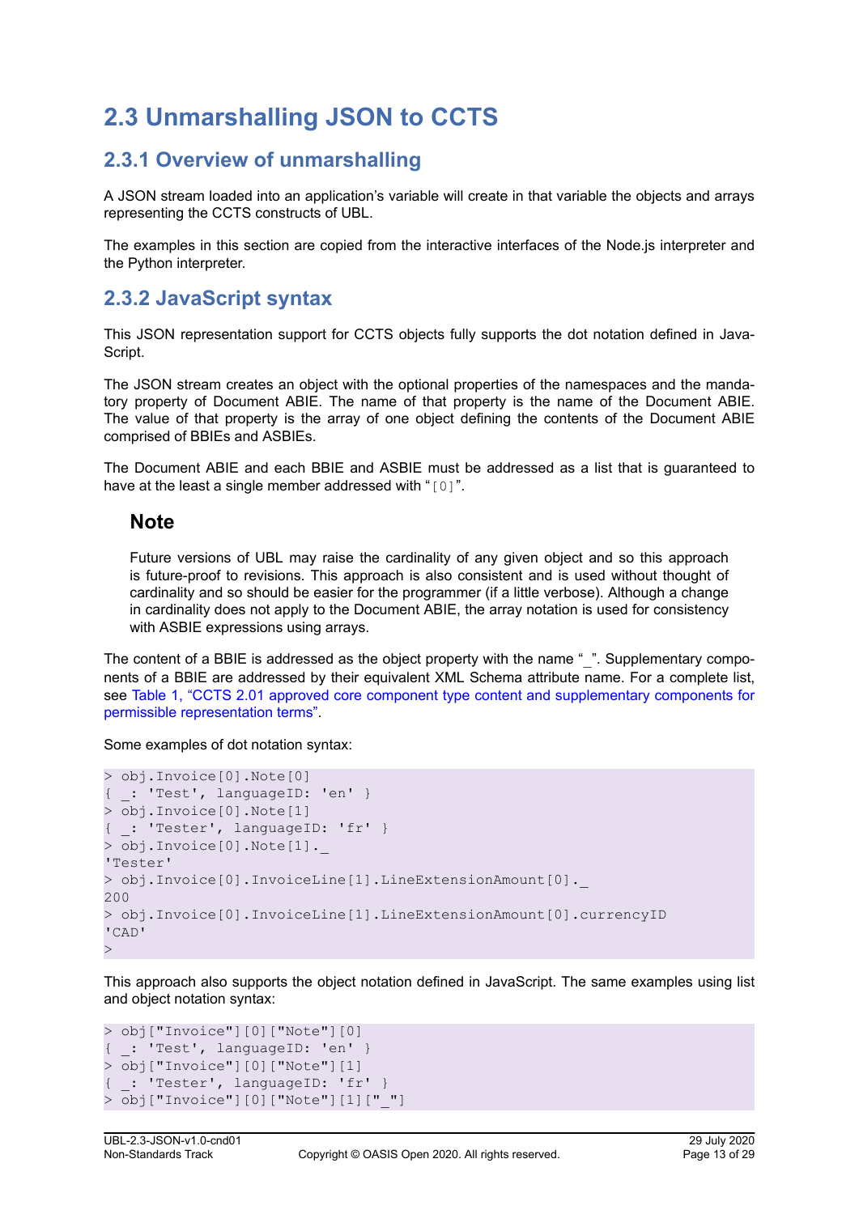# 2.3 Unmarshalling JSON to CCTS

## 2.3.1 Overview of unmarshalling

A JSON stream loaded into an application's variable will create in that variable the objects and arrays representing the CCTS constructs of UBL.

The examples in this section are copied from the interactive interfaces of the Node.js interpreter and the Python interpreter.

## 2.3.2 JavaScript syntax

This JSON representation support for CCTS objects fully supports the dot notation defined in JavaScript.

The JSON stream creates an object with the optional properties of the namespaces and the mandatory property of Document ABIE. The name of that property is the name of the Document ABIE. The value of that property is the array of one object defining the contents of the Document ABIE comprised of BBIEs and ASBIEs.

The Document ABIE and each BBIE and ASBIE must be addressed as a list that is guaranteed to have at the least a single member addressed with "`[0]`".

### Note

Future versions of UBL may raise the cardinality of any given object and so this approach is future-proof to revisions. This approach is also consistent and is used without thought of cardinality and so should be easier for the programmer (if a little verbose). Although a change in cardinality does not apply to the Document ABIE, the array notation is used for consistency with ASBIE expressions using arrays.

The content of a BBIE is addressed as the object property with the name "`_`". Supplementary components of a BBIE are addressed by their equivalent XML Schema attribute name. For a complete list, see Table 1, "CCTS 2.01 approved core component type content and supplementary components for permissible representation terms".

Some examples of dot notation syntax:

```
> obj.Invoice[0].Note[0]
{ _: 'Test', languageID: 'en' }
> obj.Invoice[0].Note[1]
{ _: 'Tester', languageID: 'fr' }
> obj.Invoice[0].Note[1]._
'Tester'
> obj.Invoice[0].InvoiceLine[1].LineExtensionAmount[0]._
200
> obj.Invoice[0].InvoiceLine[1].LineExtensionAmount[0].currencyID
'CAD'
>
```

This approach also supports the object notation defined in JavaScript. The same examples using list and object notation syntax:

```
> obj["Invoice"][0]["Note"][0]
{ _: 'Test', languageID: 'en' }
> obj["Invoice"][0]["Note"][1]
{ _: 'Tester', languageID: 'fr' }
> obj["Invoice"][0]["Note"][1]["_"]
```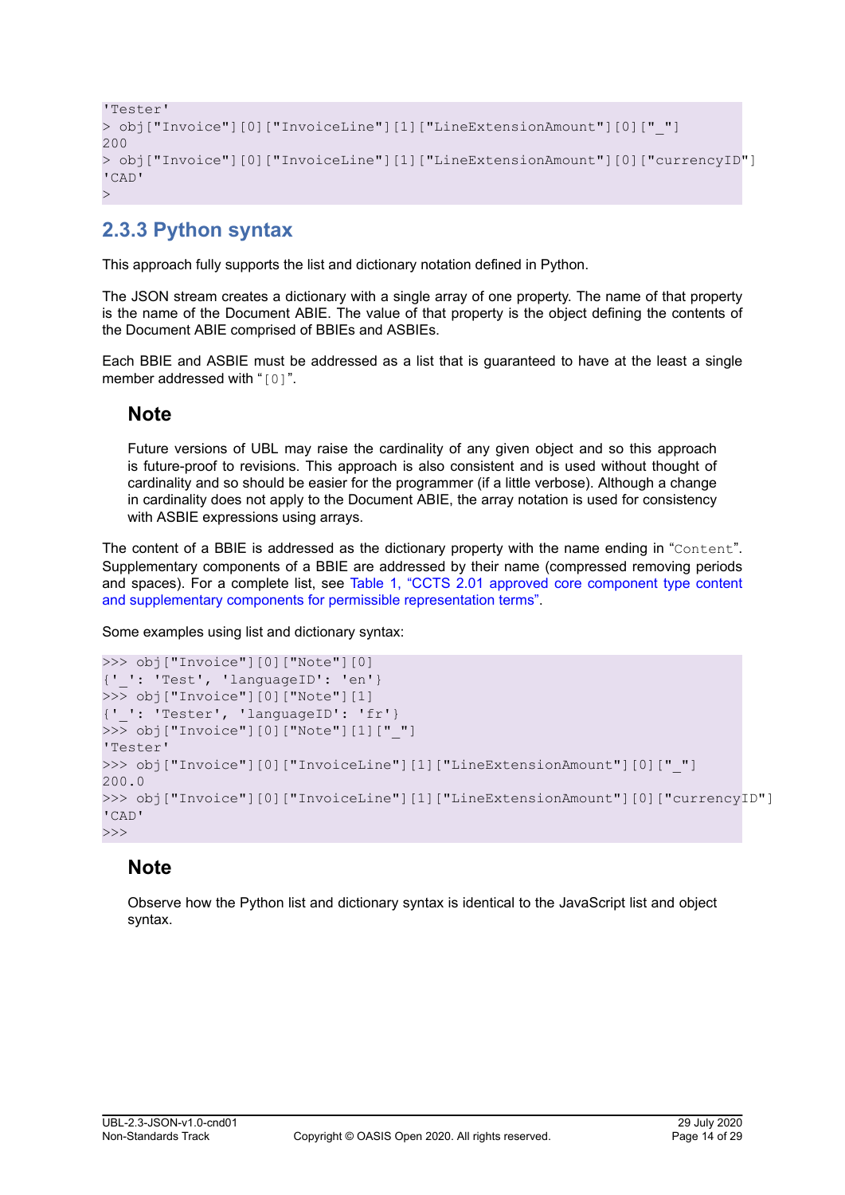```
'Tester'
> obj["Invoice"][0]["InvoiceLine"][1]["LineExtensionAmount"][0]["_"]
200
> obj["Invoice"][0]["InvoiceLine"][1]["LineExtensionAmount"][0]["currencyID"]
'CAD'
>
```

### 2.3.3 Python syntax

This approach fully supports the list and dictionary notation defined in Python.

The JSON stream creates a dictionary with a single array of one property. The name of that property is the name of the Document ABIE. The value of that property is the object defining the contents of the Document ABIE comprised of BBIEs and ASBIEs.

Each BBIE and ASBIE must be addressed as a list that is guaranteed to have at the least a single member addressed with "`[0]`".

#### Note

Future versions of UBL may raise the cardinality of any given object and so this approach is future-proof to revisions. This approach is also consistent and is used without thought of cardinality and so should be easier for the programmer (if a little verbose). Although a change in cardinality does not apply to the Document ABIE, the array notation is used for consistency with ASBIE expressions using arrays.

The content of a BBIE is addressed as the dictionary property with the name ending in "`Content`". Supplementary components of a BBIE are addressed by their name (compressed removing periods and spaces). For a complete list, see Table 1, "CCTS 2.01 approved core component type content and supplementary components for permissible representation terms".

Some examples using list and dictionary syntax:

```
>>> obj["Invoice"][0]["Note"][0]
{'_': 'Test', 'languageID': 'en'}
>>> obj["Invoice"][0]["Note"][1]
{'_': 'Tester', 'languageID': 'fr'}
>>> obj["Invoice"][0]["Note"][1]["_"]
'Tester'
>>> obj["Invoice"][0]["InvoiceLine"][1]["LineExtensionAmount"][0]["_"]
200.0
>>> obj["Invoice"][0]["InvoiceLine"][1]["LineExtensionAmount"][0]["currencyID"]
'CAD'
>>>
```

#### Note

Observe how the Python list and dictionary syntax is identical to the JavaScript list and object syntax.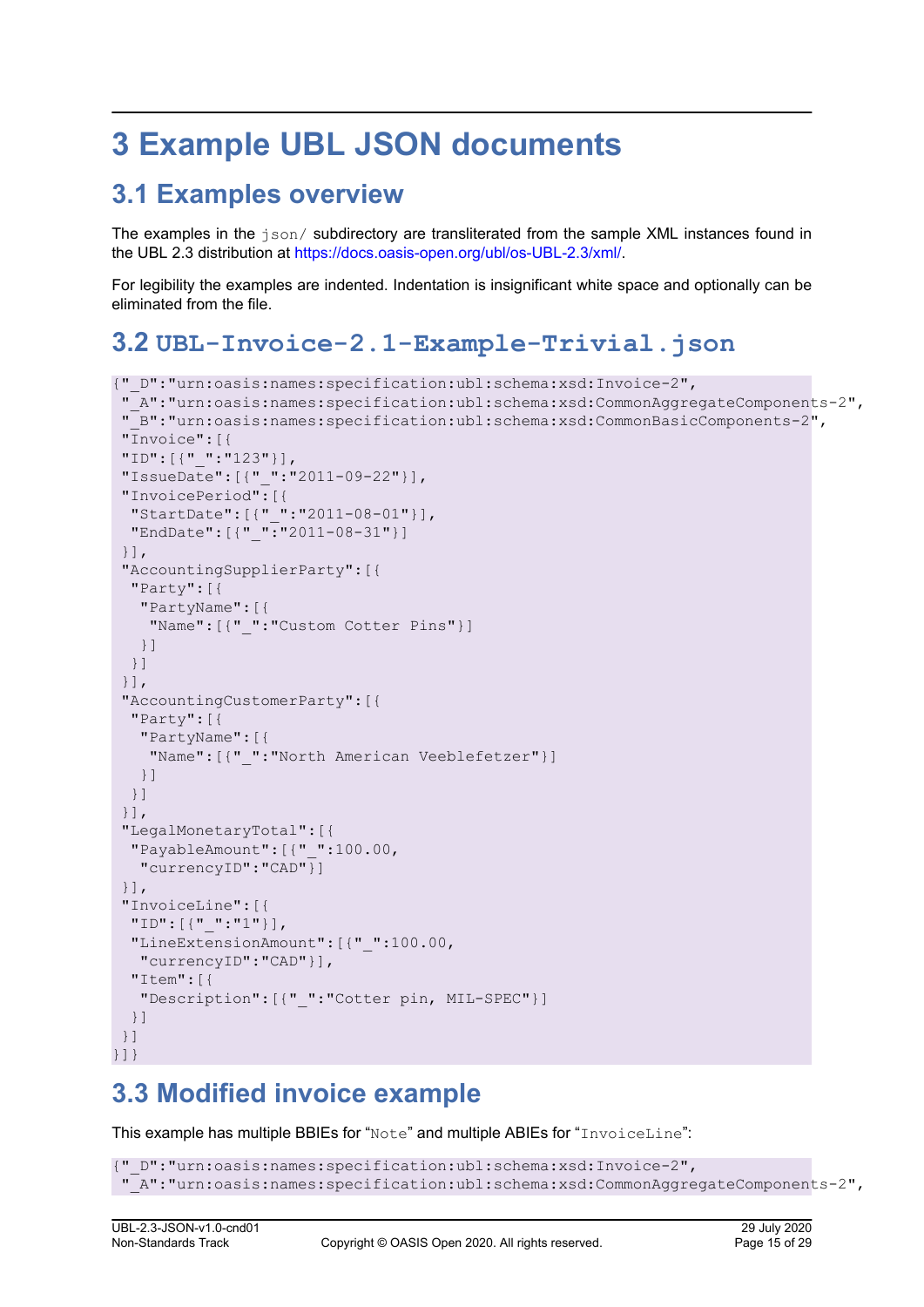# 3 Example UBL JSON documents

## 3.1 Examples overview

The examples in the `json/` subdirectory are transliterated from the sample XML instances found in the UBL 2.3 distribution at https://docs.oasis-open.org/ubl/os-UBL-2.3/xml/.

For legibility the examples are indented. Indentation is insignificant white space and optionally can be eliminated from the file.

## 3.2 `UBL-Invoice-2.1-Example-Trivial.json`

```
{"_D":"urn:oasis:names:specification:ubl:schema:xsd:Invoice-2",
 "_A":"urn:oasis:names:specification:ubl:schema:xsd:CommonAggregateComponents-2",
 "_B":"urn:oasis:names:specification:ubl:schema:xsd:CommonBasicComponents-2",
 "Invoice":[{
 "ID":[{"_":"123"}],
 "IssueDate":[{"_":"2011-09-22"}],
 "InvoicePeriod":[{
  "StartDate":[{"_":"2011-08-01"}],
  "EndDate":[{"_":"2011-08-31"}]
 }],
 "AccountingSupplierParty":[{
  "Party":[{
   "PartyName":[{
    "Name":[{"_":"Custom Cotter Pins"}]
   }]
  }]
 }],
 "AccountingCustomerParty":[{
  "Party":[{
   "PartyName":[{
    "Name":[{"_":"North American Veeblefetzer"}]
   }]
  }]
 }],
 "LegalMonetaryTotal":[{
  "PayableAmount":[{"_":100.00,
   "currencyID":"CAD"}]
 }],
 "InvoiceLine":[{
  "ID":[{"_":"1"}],
  "LineExtensionAmount":[{"_":100.00,
   "currencyID":"CAD"}],
  "Item":[{
   "Description":[{"_":"Cotter pin, MIL-SPEC"}]
  }]
 }]
}]}
```

## 3.3 Modified invoice example

This example has multiple BBIEs for "`Note`" and multiple ABIEs for "`InvoiceLine`":

```
{"_D":"urn:oasis:names:specification:ubl:schema:xsd:Invoice-2",
 "_A":"urn:oasis:names:specification:ubl:schema:xsd:CommonAggregateComponents-2",
```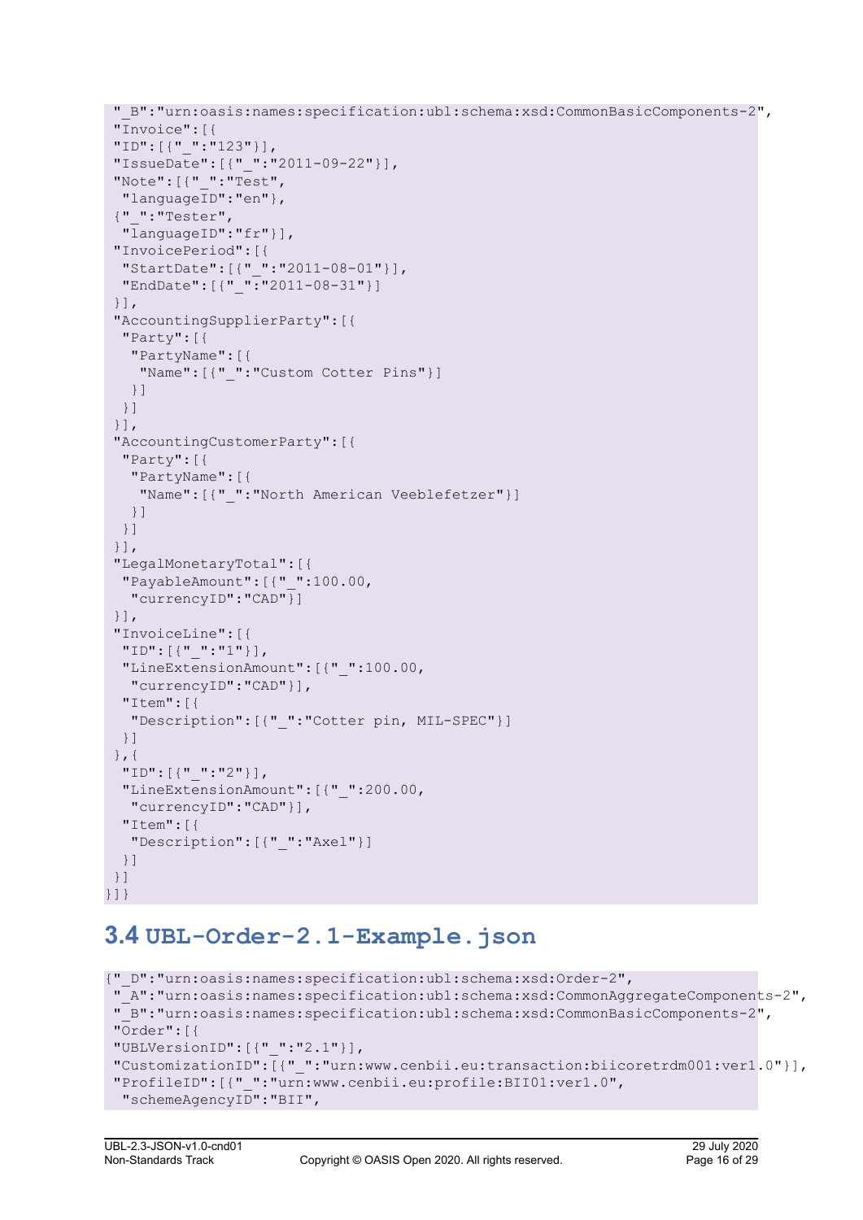```
 "_B":"urn:oasis:names:specification:ubl:schema:xsd:CommonBasicComponents-2",
 "Invoice":[{
 "ID":[{"_":"123"}],
 "IssueDate":[{"_":"2011-09-22"}],
 "Note":[{"_":"Test",
  "languageID":"en"},
 {"_":"Tester",
  "languageID":"fr"}],
 "InvoicePeriod":[{
  "StartDate":[{"_":"2011-08-01"}],
  "EndDate":[{"_":"2011-08-31"}]
 }],
 "AccountingSupplierParty":[{
  "Party":[{
   "PartyName":[{
    "Name":[{"_":"Custom Cotter Pins"}]
   }]
  }]
 }],
 "AccountingCustomerParty":[{
  "Party":[{
   "PartyName":[{
    "Name":[{"_":"North American Veeblefetzer"}]
   }]
  }]
 }],
 "LegalMonetaryTotal":[{
  "PayableAmount":[{"_":100.00,
   "currencyID":"CAD"}]
 }],
 "InvoiceLine":[{
  "ID":[{"_":"1"}],
  "LineExtensionAmount":[{"_":100.00,
   "currencyID":"CAD"}],
  "Item":[{
   "Description":[{"_":"Cotter pin, MIL-SPEC"}]
  }]
 },{
  "ID":[{"_":"2"}],
  "LineExtensionAmount":[{"_":200.00,
   "currencyID":"CAD"}],
  "Item":[{
   "Description":[{"_":"Axel"}]
  }]
 }]
}]}
```

## 3.4 UBL-Order-2.1-Example.json

```
{"_D":"urn:oasis:names:specification:ubl:schema:xsd:Order-2",
 "_A":"urn:oasis:names:specification:ubl:schema:xsd:CommonAggregateComponents-2",
 "_B":"urn:oasis:names:specification:ubl:schema:xsd:CommonBasicComponents-2",
 "Order":[{
 "UBLVersionID":[{"_":"2.1"}],
 "CustomizationID":[{"_":"urn:www.cenbii.eu:transaction:biicoretrdm001:ver1.0"}],
 "ProfileID":[{"_":"urn:www.cenbii.eu:profile:BII01:ver1.0",
  "schemeAgencyID":"BII",
```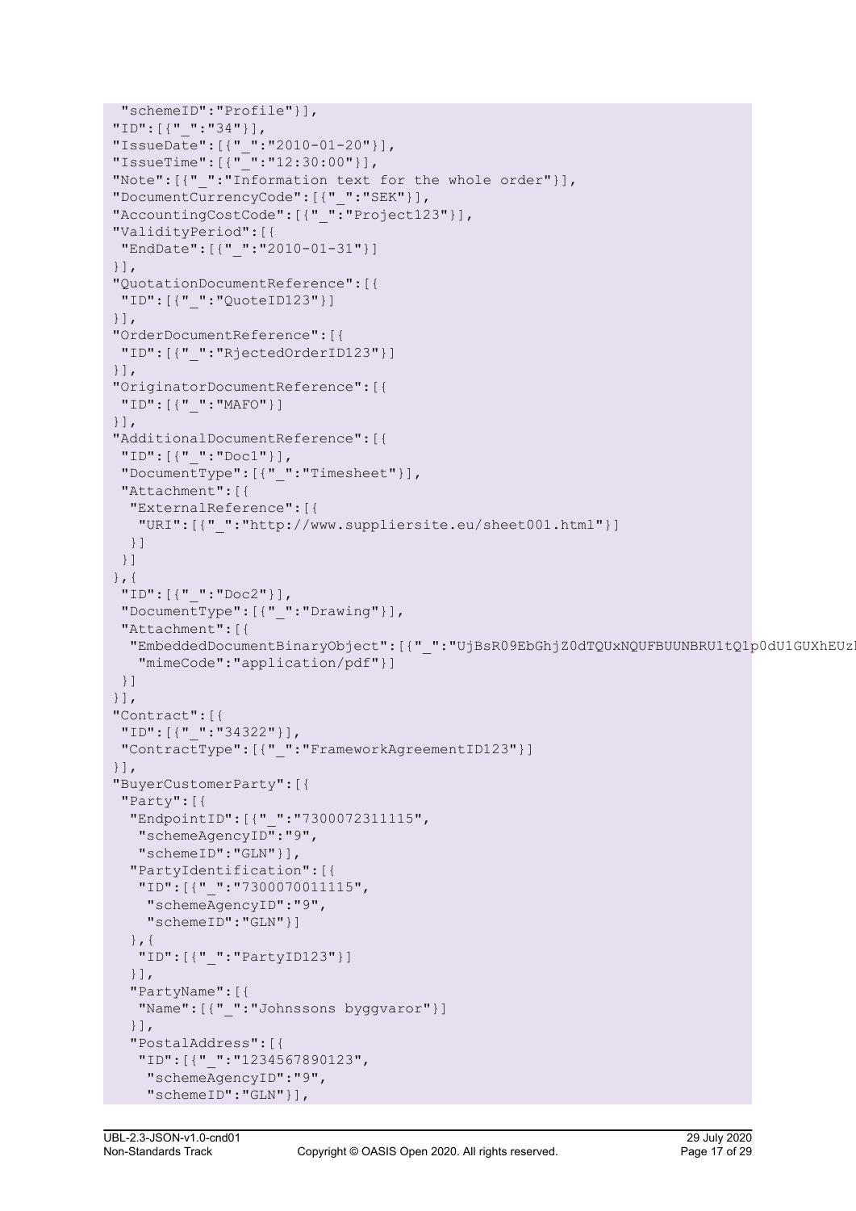```
  "schemeID":"Profile"}],
"ID":[{"_":"34"}],
"IssueDate":[{"_":"2010-01-20"}],
"IssueTime":[{"_":"12:30:00"}],
"Note":[{"_":"Information text for the whole order"}],
"DocumentCurrencyCode":[{"_":"SEK"}],
"AccountingCostCode":[{"_":"Project123"}],
"ValidityPeriod":[{
 "EndDate":[{"_":"2010-01-31"}]
}],
"QuotationDocumentReference":[{
 "ID":[{"_":"QuoteID123"}]
}],
"OrderDocumentReference":[{
 "ID":[{"_":"RjectedOrderID123"}]
}],
"OriginatorDocumentReference":[{
 "ID":[{"_":"MAFO"}]
}],
"AdditionalDocumentReference":[{
 "ID":[{"_":"Doc1"}],
 "DocumentType":[{"_":"Timesheet"}],
 "Attachment":[{
  "ExternalReference":[{
   "URI":[{"_":"http://www.suppliersite.eu/sheet001.html"}]
  }]
 }]
},{
 "ID":[{"_":"Doc2"}],
 "DocumentType":[{"_":"Drawing"}],
 "Attachment":[{
  "EmbeddedDocumentBinaryObject":[{"_":"UjBsR09EbGhjZ0dTQUxNQUFBUUNBRU1tQ1p0dU1GUXhEUz
   "mimeCode":"application/pdf"}]
 }]
}],
"Contract":[{
 "ID":[{"_":"34322"}],
 "ContractType":[{"_":"FrameworkAgreementID123"}]
}],
"BuyerCustomerParty":[{
 "Party":[{
  "EndpointID":[{"_":"7300072311115",
   "schemeAgencyID":"9",
   "schemeID":"GLN"}],
  "PartyIdentification":[{
   "ID":[{"_":"7300070011115",
    "schemeAgencyID":"9",
    "schemeID":"GLN"}]
  },{
   "ID":[{"_":"PartyID123"}]
  }],
  "PartyName":[{
   "Name":[{"_":"Johnssons byggvaror"}]
  }],
  "PostalAddress":[{
   "ID":[{"_":"1234567890123",
    "schemeAgencyID":"9",
    "schemeID":"GLN"}],
```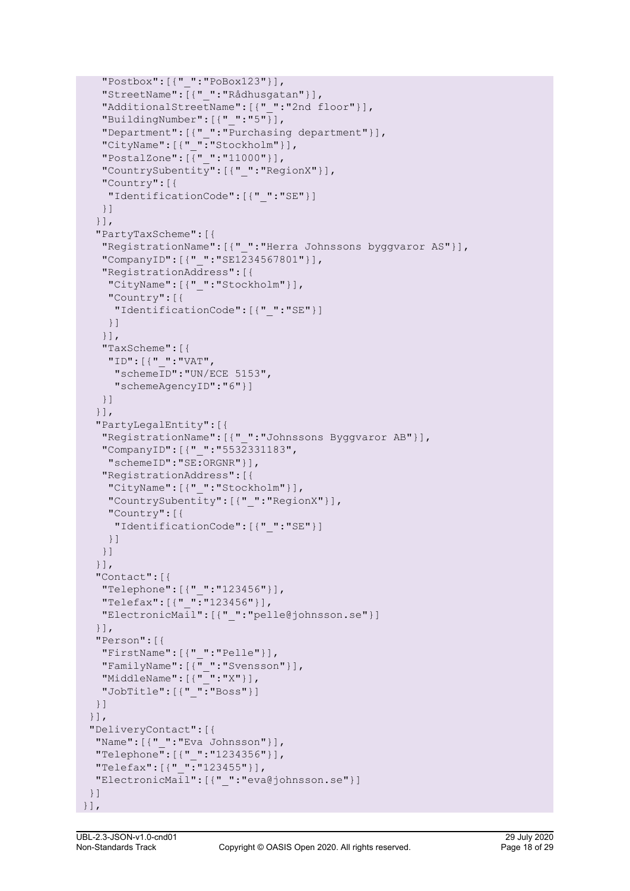```
    "Postbox":[{"_":"PoBox123"}],
    "StreetName":[{"_":"Rådhusgatan"}],
    "AdditionalStreetName":[{"_":"2nd floor"}],
    "BuildingNumber":[{"_":"5"}],
    "Department":[{"_":"Purchasing department"}],
    "CityName":[{"_":"Stockholm"}],
    "PostalZone":[{"_":"11000"}],
    "CountrySubentity":[{"_":"RegionX"}],
    "Country":[{
     "IdentificationCode":[{"_":"SE"}]
    }]
   }],
   "PartyTaxScheme":[{
    "RegistrationName":[{"_":"Herra Johnssons byggvaror AS"}],
    "CompanyID":[{"_":"SE1234567801"}],
    "RegistrationAddress":[{
     "CityName":[{"_":"Stockholm"}],
     "Country":[{
      "IdentificationCode":[{"_":"SE"}]
     }]
    }],
    "TaxScheme":[{
     "ID":[{"_":"VAT",
      "schemeID":"UN/ECE 5153",
      "schemeAgencyID":"6"}]
    }]
   }],
   "PartyLegalEntity":[{
    "RegistrationName":[{"_":"Johnssons Byggvaror AB"}],
    "CompanyID":[{"_":"5532331183",
     "schemeID":"SE:ORGNR"}],
    "RegistrationAddress":[{
     "CityName":[{"_":"Stockholm"}],
     "CountrySubentity":[{"_":"RegionX"}],
     "Country":[{
      "IdentificationCode":[{"_":"SE"}]
     }]
    }]
   }],
   "Contact":[{
    "Telephone":[{"_":"123456"}],
    "Telefax":[{"_":"123456"}],
    "ElectronicMail":[{"_":"pelle@johnsson.se"}]
   }],
   "Person":[{
    "FirstName":[{"_":"Pelle"}],
    "FamilyName":[{"_":"Svensson"}],
    "MiddleName":[{"_":"X"}],
    "JobTitle":[{"_":"Boss"}]
   }]
  }],
  "DeliveryContact":[{
   "Name":[{"_":"Eva Johnsson"}],
   "Telephone":[{"_":"1234356"}],
   "Telefax":[{"_":"123455"}],
   "ElectronicMail":[{"_":"eva@johnsson.se"}]
  }]
 }],
```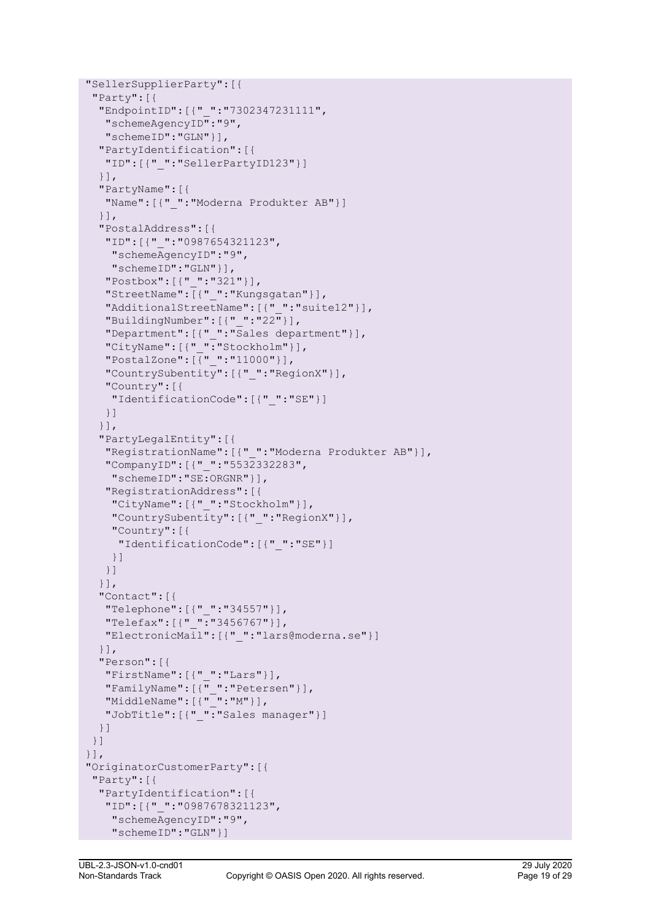```
"SellerSupplierParty":[{
 "Party":[{
  "EndpointID":[{"_":"7302347231111",
   "schemeAgencyID":"9",
   "schemeID":"GLN"}],
  "PartyIdentification":[{
   "ID":[{"_":"SellerPartyID123"}]
  }],
  "PartyName":[{
   "Name":[{"_":"Moderna Produkter AB"}]
  }],
  "PostalAddress":[{
   "ID":[{"_":"0987654321123",
    "schemeAgencyID":"9",
    "schemeID":"GLN"}],
   "Postbox":[{"_":"321"}],
   "StreetName":[{"_":"Kungsgatan"}],
   "AdditionalStreetName":[{"_":"suite12"}],
   "BuildingNumber":[{"_":"22"}],
   "Department":[{"_":"Sales department"}],
   "CityName":[{"_":"Stockholm"}],
   "PostalZone":[{"_":"11000"}],
   "CountrySubentity":[{"_":"RegionX"}],
   "Country":[{
    "IdentificationCode":[{"_":"SE"}]
   }]
  }],
  "PartyLegalEntity":[{
   "RegistrationName":[{"_":"Moderna Produkter AB"}],
   "CompanyID":[{"_":"5532332283",
    "schemeID":"SE:ORGNR"}],
   "RegistrationAddress":[{
    "CityName":[{"_":"Stockholm"}],
    "CountrySubentity":[{"_":"RegionX"}],
    "Country":[{
     "IdentificationCode":[{"_":"SE"}]
    }]
   }]
  }],
  "Contact":[{
   "Telephone":[{"_":"34557"}],
   "Telefax":[{"_":"3456767"}],
   "ElectronicMail":[{"_":"lars@moderna.se"}]
  }],
  "Person":[{
   "FirstName":[{"_":"Lars"}],
   "FamilyName":[{"_":"Petersen"}],
   "MiddleName":[{"_":"M"}],
   "JobTitle":[{"_":"Sales manager"}]
  }]
 }]
}],
"OriginatorCustomerParty":[{
 "Party":[{
  "PartyIdentification":[{
   "ID":[{"_":"0987678321123",
    "schemeAgencyID":"9",
    "schemeID":"GLN"}]
```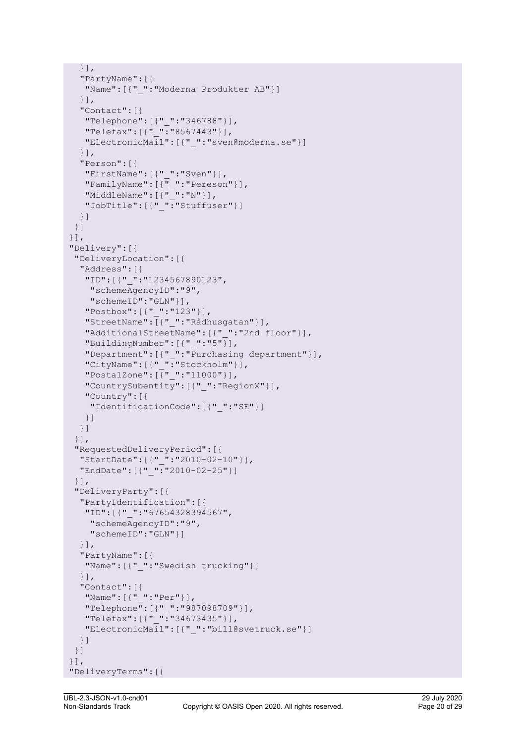```
   }],
   "PartyName":[{
    "Name":[{"_":"Moderna Produkter AB"}]
   }],
   "Contact":[{
    "Telephone":[{"_":"346788"}],
    "Telefax":[{"_":"8567443"}],
    "ElectronicMail":[{"_":"sven@moderna.se"}]
   }],
   "Person":[{
    "FirstName":[{"_":"Sven"}],
    "FamilyName":[{"_":"Pereson"}],
    "MiddleName":[{"_":"N"}],
    "JobTitle":[{"_":"Stuffuser"}]
   }]
  }]
 }],
 "Delivery":[{
  "DeliveryLocation":[{
   "Address":[{
    "ID":[{"_":"1234567890123",
     "schemeAgencyID":"9",
     "schemeID":"GLN"}],
    "Postbox":[{"_":"123"}],
    "StreetName":[{"_":"Rådhusgatan"}],
    "AdditionalStreetName":[{"_":"2nd floor"}],
    "BuildingNumber":[{"_":"5"}],
    "Department":[{"_":"Purchasing department"}],
    "CityName":[{"_":"Stockholm"}],
    "PostalZone":[{"_":"11000"}],
    "CountrySubentity":[{"_":"RegionX"}],
    "Country":[{
     "IdentificationCode":[{"_":"SE"}]
    }]
   }]
  }],
  "RequestedDeliveryPeriod":[{
   "StartDate":[{"_":"2010-02-10"}],
   "EndDate":[{"_":"2010-02-25"}]
  }],
  "DeliveryParty":[{
   "PartyIdentification":[{
    "ID":[{"_":"67654328394567",
     "schemeAgencyID":"9",
     "schemeID":"GLN"}]
   }],
   "PartyName":[{
    "Name":[{"_":"Swedish trucking"}]
   }],
   "Contact":[{
    "Name":[{"_":"Per"}],
    "Telephone":[{"_":"987098709"}],
    "Telefax":[{"_":"34673435"}],
    "ElectronicMail":[{"_":"bill@svetruck.se"}]
   }]
  }]
 }],
 "DeliveryTerms":[{
```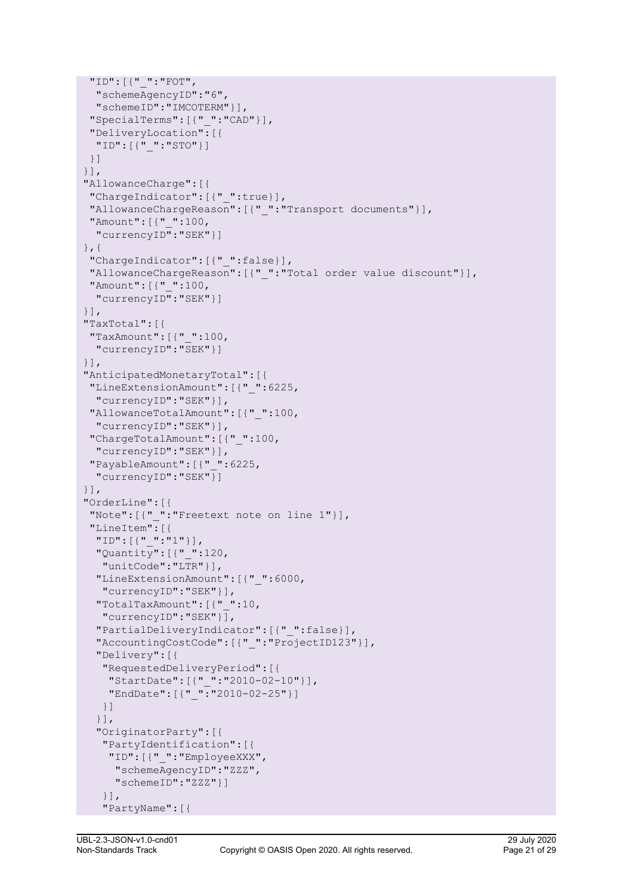```
"ID":[{"_":"FOT",
  "schemeAgencyID":"6",
  "schemeID":"IMCOTERM"}],
 "SpecialTerms":[{"_":"CAD"}],
 "DeliveryLocation":[{
  "ID":[{"_":"STO"}]
 }]
}],
"AllowanceCharge":[{
 "ChargeIndicator":[{"_":true}],
 "AllowanceChargeReason":[{"_":"Transport documents"}],
 "Amount":[{"_":100,
  "currencyID":"SEK"}]
},{
 "ChargeIndicator":[{"_":false}],
 "AllowanceChargeReason":[{"_":"Total order value discount"}],
 "Amount":[{"_":100,
  "currencyID":"SEK"}]
}],
"TaxTotal":[{
 "TaxAmount":[{"_":100,
  "currencyID":"SEK"}]
}],
"AnticipatedMonetaryTotal":[{
 "LineExtensionAmount":[{"_":6225,
  "currencyID":"SEK"}],
 "AllowanceTotalAmount":[{"_":100,
  "currencyID":"SEK"}],
 "ChargeTotalAmount":[{"_":100,
  "currencyID":"SEK"}],
 "PayableAmount":[{"_":6225,
  "currencyID":"SEK"}]
}],
"OrderLine":[{
 "Note":[{"_":"Freetext note on line 1"}],
 "LineItem":[{
  "ID":[{"_":"1"}],
  "Quantity":[{"_":120,
   "unitCode":"LTR"}],
  "LineExtensionAmount":[{"_":6000,
   "currencyID":"SEK"}],
  "TotalTaxAmount":[{"_":10,
   "currencyID":"SEK"}],
  "PartialDeliveryIndicator":[{"_":false}],
  "AccountingCostCode":[{"_":"ProjectID123"}],
  "Delivery":[{
   "RequestedDeliveryPeriod":[{
    "StartDate":[{"_":"2010-02-10"}],
    "EndDate":[{"_":"2010-02-25"}]
   }]
  }],
  "OriginatorParty":[{
   "PartyIdentification":[{
    "ID":[{"_":"EmployeeXXX",
     "schemeAgencyID":"ZZZ",
     "schemeID":"ZZZ"}]
   }],
   "PartyName":[{
```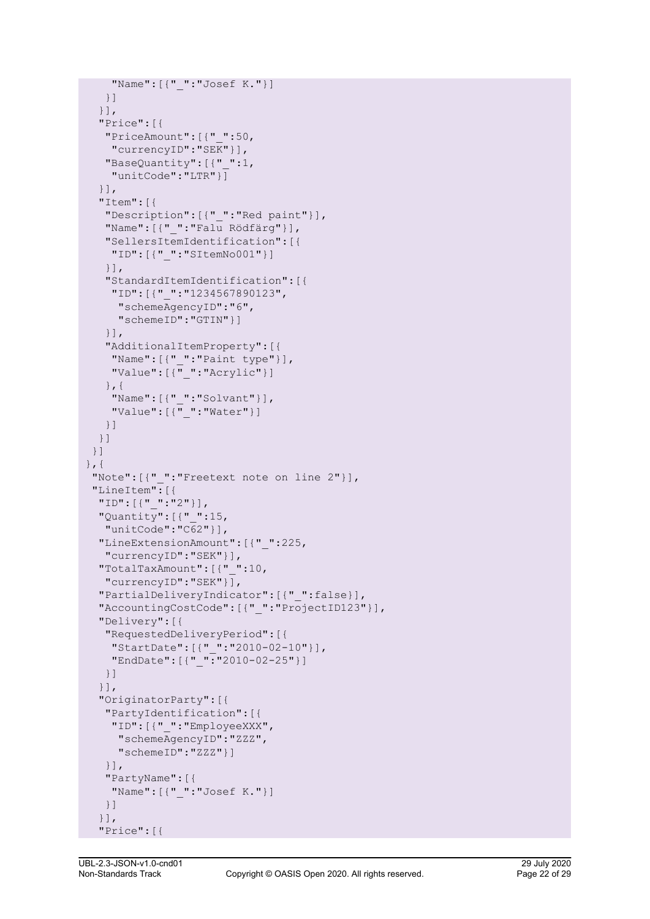```
      "Name":[{"_":"Josef K."}]
     }]
    }],
    "Price":[{
     "PriceAmount":[{"_":50,
      "currencyID":"SEK"}],
     "BaseQuantity":[{"_":1,
      "unitCode":"LTR"}]
    }],
    "Item":[{
     "Description":[{"_":"Red paint"}],
     "Name":[{"_":"Falu Rödfärg"}],
     "SellersItemIdentification":[{
      "ID":[{"_":"SItemNo001"}]
     }],
     "StandardItemIdentification":[{
      "ID":[{"_":"1234567890123",
       "schemeAgencyID":"6",
       "schemeID":"GTIN"}]
     }],
     "AdditionalItemProperty":[{
      "Name":[{"_":"Paint type"}],
      "Value":[{"_":"Acrylic"}]
     },{
      "Name":[{"_":"Solvant"}],
      "Value":[{"_":"Water"}]
     }]
    }]
   }]
  },{
   "Note":[{"_":"Freetext note on line 2"}],
   "LineItem":[{
    "ID":[{"_":"2"}],
    "Quantity":[{"_":15,
     "unitCode":"C62"}],
    "LineExtensionAmount":[{"_":225,
     "currencyID":"SEK"}],
    "TotalTaxAmount":[{"_":10,
     "currencyID":"SEK"}],
    "PartialDeliveryIndicator":[{"_":false}],
    "AccountingCostCode":[{"_":"ProjectID123"}],
    "Delivery":[{
     "RequestedDeliveryPeriod":[{
      "StartDate":[{"_":"2010-02-10"}],
      "EndDate":[{"_":"2010-02-25"}]
     }]
    }],
    "OriginatorParty":[{
     "PartyIdentification":[{
      "ID":[{"_":"EmployeeXXX",
       "schemeAgencyID":"ZZZ",
       "schemeID":"ZZZ"}]
     }],
     "PartyName":[{
      "Name":[{"_":"Josef K."}]
     }]
    }],
    "Price":[{
```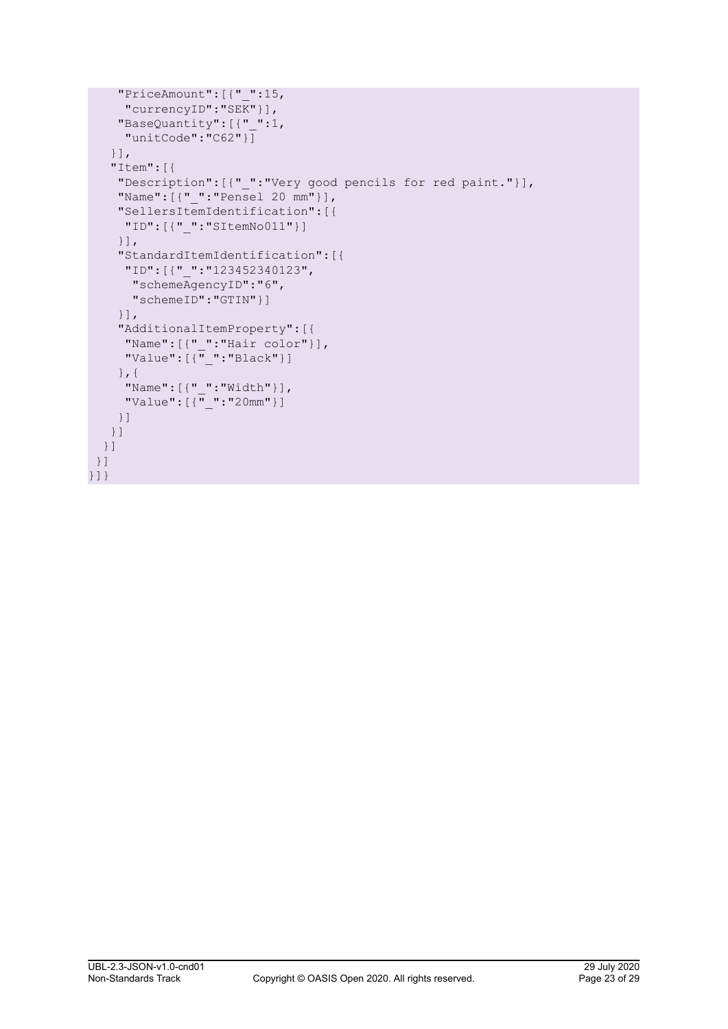```
    "PriceAmount":[{"_":15,
     "currencyID":"SEK"}],
    "BaseQuantity":[{"_":1,
     "unitCode":"C62"}]
   }],
   "Item":[{
    "Description":[{"_":"Very good pencils for red paint."}],
    "Name":[{"_":"Pensel 20 mm"}],
    "SellersItemIdentification":[{
     "ID":[{"_":"SItemNo011"}]
    }],
    "StandardItemIdentification":[{
     "ID":[{"_":"123452340123",
      "schemeAgencyID":"6",
      "schemeID":"GTIN"}]
    }],
    "AdditionalItemProperty":[{
     "Name":[{"_":"Hair color"}],
     "Value":[{"_":"Black"}]
    },{
     "Name":[{"_":"Width"}],
     "Value":[{"_":"20mm"}]
    }]
   }]
  }]
 }]
}]}
```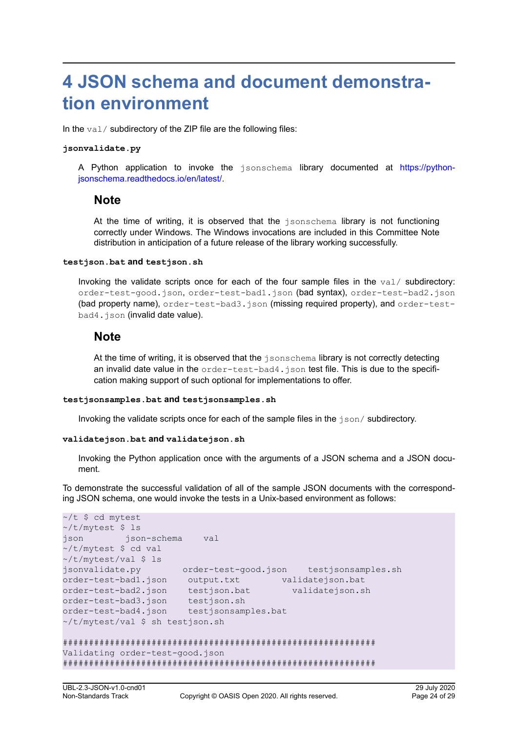# 4 JSON schema and document demonstration environment

In the `val/` subdirectory of the ZIP file are the following files:

**`jsonvalidate.py`**

A Python application to invoke the `jsonschema` library documented at https://python-jsonschema.readthedocs.io/en/latest/.

> **Note**
>
> At the time of writing, it is observed that the `jsonschema` library is not functioning correctly under Windows. The Windows invocations are included in this Committee Note distribution in anticipation of a future release of the library working successfully.

**`testjson.bat` and `testjson.sh`**

Invoking the validate scripts once for each of the four sample files in the `val/` subdirectory: `order-test-good.json`, `order-test-bad1.json` (bad syntax), `order-test-bad2.json` (bad property name), `order-test-bad3.json` (missing required property), and `order-test-bad4.json` (invalid date value).

> **Note**
>
> At the time of writing, it is observed that the `jsonschema` library is not correctly detecting an invalid date value in the `order-test-bad4.json` test file. This is due to the specification making support of such optional for implementations to offer.

**`testjsonsamples.bat` and `testjsonsamples.sh`**

Invoking the validate scripts once for each of the sample files in the `json/` subdirectory.

**`validatejson.bat` and `validatejson.sh`**

Invoking the Python application once with the arguments of a JSON schema and a JSON document.

To demonstrate the successful validation of all of the sample JSON documents with the corresponding JSON schema, one would invoke the tests in a Unix-based environment as follows:

```
~/t $ cd mytest
~/t/mytest $ ls
json        json-schema    val
~/t/mytest $ cd val
~/t/mytest/val $ ls
jsonvalidate.py        order-test-good.json    testjsonsamples.sh
order-test-bad1.json    output.txt        validatejson.bat
order-test-bad2.json    testjson.bat        validatejson.sh
order-test-bad3.json    testjson.sh
order-test-bad4.json    testjsonsamples.bat
~/t/mytest/val $ sh testjson.sh

############################################################
Validating order-test-good.json
############################################################
```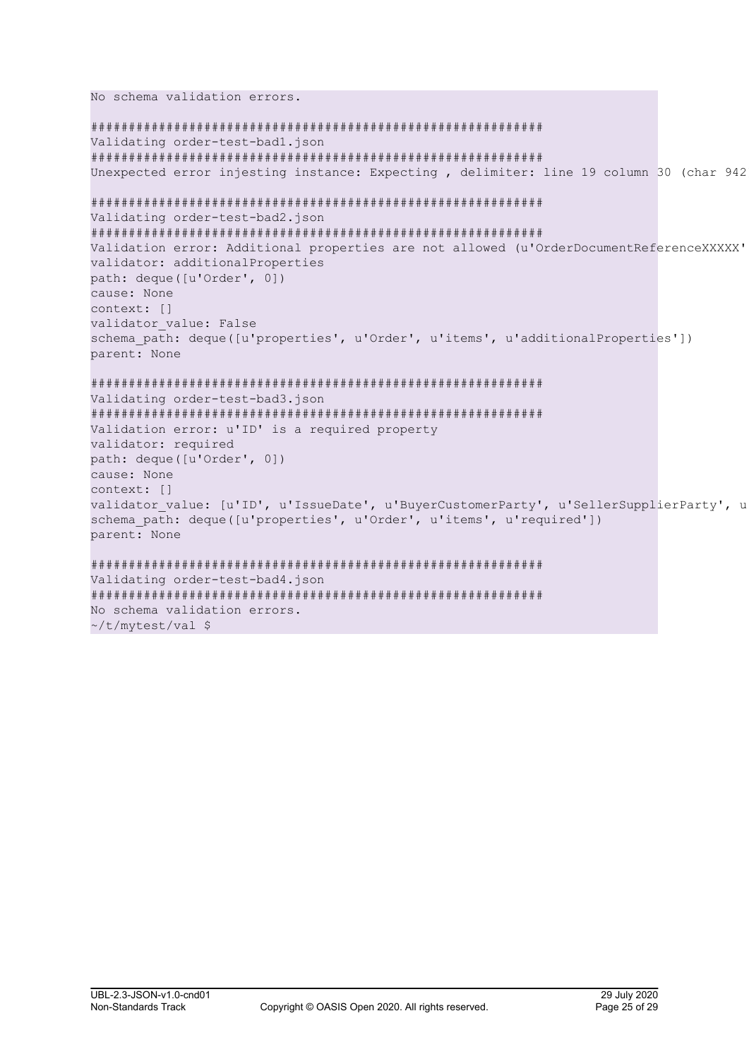```
No schema validation errors.

##########################################################
Validating order-test-bad1.json
##########################################################
Unexpected error injesting instance: Expecting , delimiter: line 19 column 30 (char 942

##########################################################
Validating order-test-bad2.json
##########################################################
Validation error: Additional properties are not allowed (u'OrderDocumentReferenceXXXXX'
validator: additionalProperties
path: deque([u'Order', 0])
cause: None
context: []
validator_value: False
schema_path: deque([u'properties', u'Order', u'items', u'additionalProperties'])
parent: None

##########################################################
Validating order-test-bad3.json
##########################################################
Validation error: u'ID' is a required property
validator: required
path: deque([u'Order', 0])
cause: None
context: []
validator_value: [u'ID', u'IssueDate', u'BuyerCustomerParty', u'SellerSupplierParty', u
schema_path: deque([u'properties', u'Order', u'items', u'required'])
parent: None

##########################################################
Validating order-test-bad4.json
##########################################################
No schema validation errors.
~/t/mytest/val $
```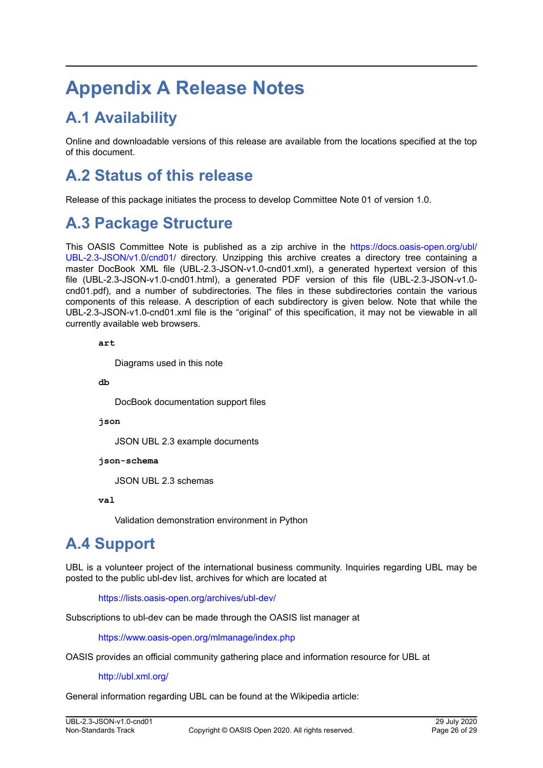# Appendix A Release Notes

## A.1 Availability

Online and downloadable versions of this release are available from the locations specified at the top of this document.

## A.2 Status of this release

Release of this package initiates the process to develop Committee Note 01 of version 1.0.

## A.3 Package Structure

This OASIS Committee Note is published as a zip archive in the https://docs.oasis-open.org/ubl/UBL-2.3-JSON/v1.0/cnd01/ directory. Unzipping this archive creates a directory tree containing a master DocBook XML file (UBL-2.3-JSON-v1.0-cnd01.xml), a generated hypertext version of this file (UBL-2.3-JSON-v1.0-cnd01.html), a generated PDF version of this file (UBL-2.3-JSON-v1.0-cnd01.pdf), and a number of subdirectories. The files in these subdirectories contain the various components of this release. A description of each subdirectory is given below. Note that while the UBL-2.3-JSON-v1.0-cnd01.xml file is the “original” of this specification, it may not be viewable in all currently available web browsers.

**art**

Diagrams used in this note

**db**

DocBook documentation support files

**json**

JSON UBL 2.3 example documents

**json-schema**

JSON UBL 2.3 schemas

**val**

Validation demonstration environment in Python

## A.4 Support

UBL is a volunteer project of the international business community. Inquiries regarding UBL may be posted to the public ubl-dev list, archives for which are located at

https://lists.oasis-open.org/archives/ubl-dev/

Subscriptions to ubl-dev can be made through the OASIS list manager at

https://www.oasis-open.org/mlmanage/index.php

OASIS provides an official community gathering place and information resource for UBL at

http://ubl.xml.org/

General information regarding UBL can be found at the Wikipedia article: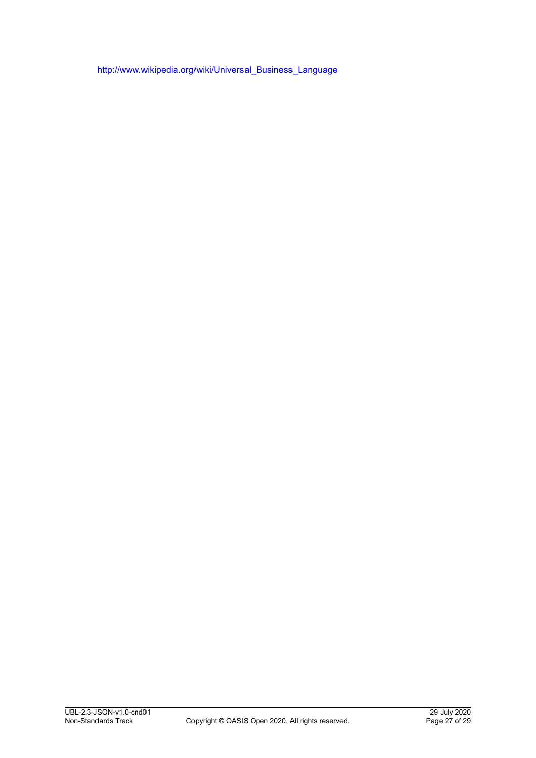http://www.wikipedia.org/wiki/Universal_Business_Language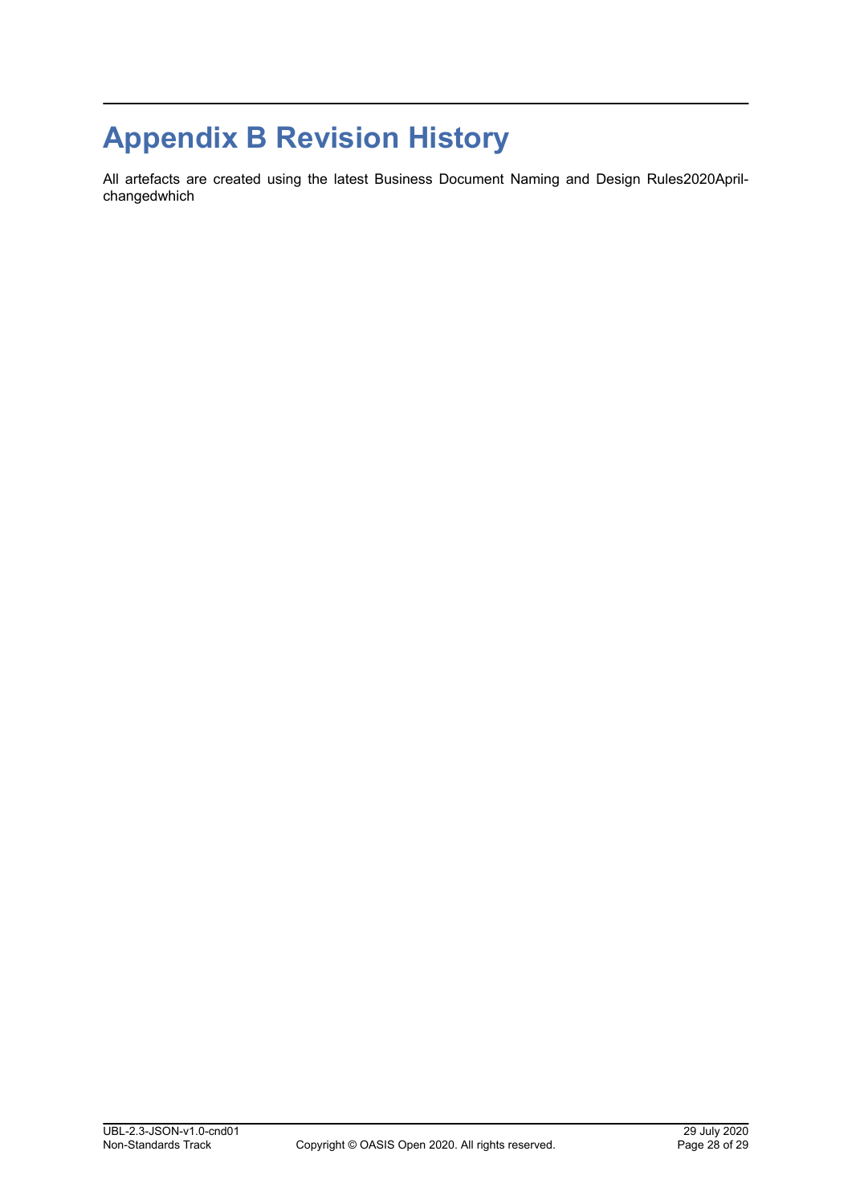# Appendix B Revision History

All artefacts are created using the latest Business Document Naming and Design Rules2020April-changedwhich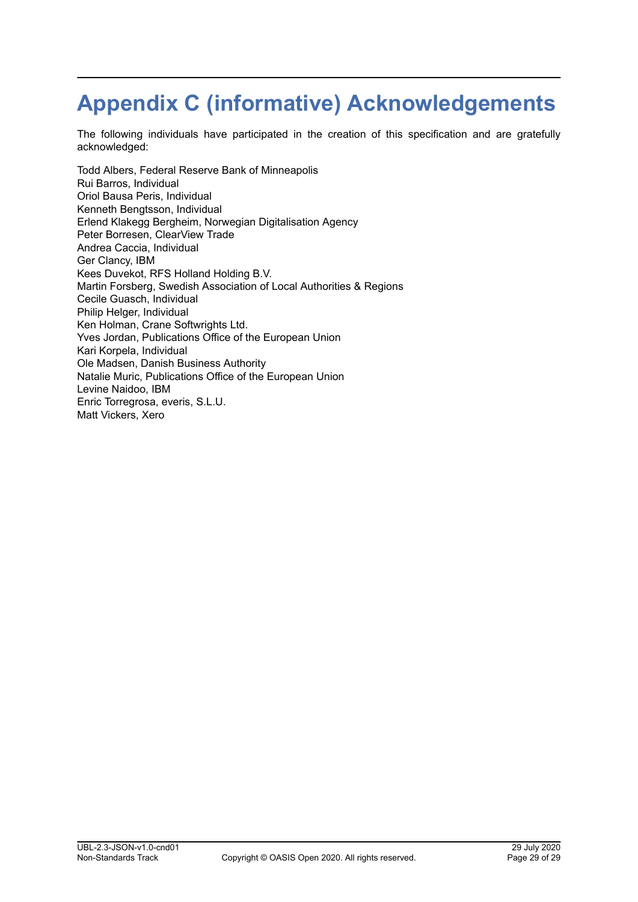# Appendix C (informative) Acknowledgements

The following individuals have participated in the creation of this specification and are gratefully acknowledged:

Todd Albers, Federal Reserve Bank of Minneapolis
Rui Barros, Individual
Oriol Bausa Peris, Individual
Kenneth Bengtsson, Individual
Erlend Klakegg Bergheim, Norwegian Digitalisation Agency
Peter Borresen, ClearView Trade
Andrea Caccia, Individual
Ger Clancy, IBM
Kees Duvekot, RFS Holland Holding B.V.
Martin Forsberg, Swedish Association of Local Authorities & Regions
Cecile Guasch, Individual
Philip Helger, Individual
Ken Holman, Crane Softwrights Ltd.
Yves Jordan, Publications Office of the European Union
Kari Korpela, Individual
Ole Madsen, Danish Business Authority
Natalie Muric, Publications Office of the European Union
Levine Naidoo, IBM
Enric Torregrosa, everis, S.L.U.
Matt Vickers, Xero